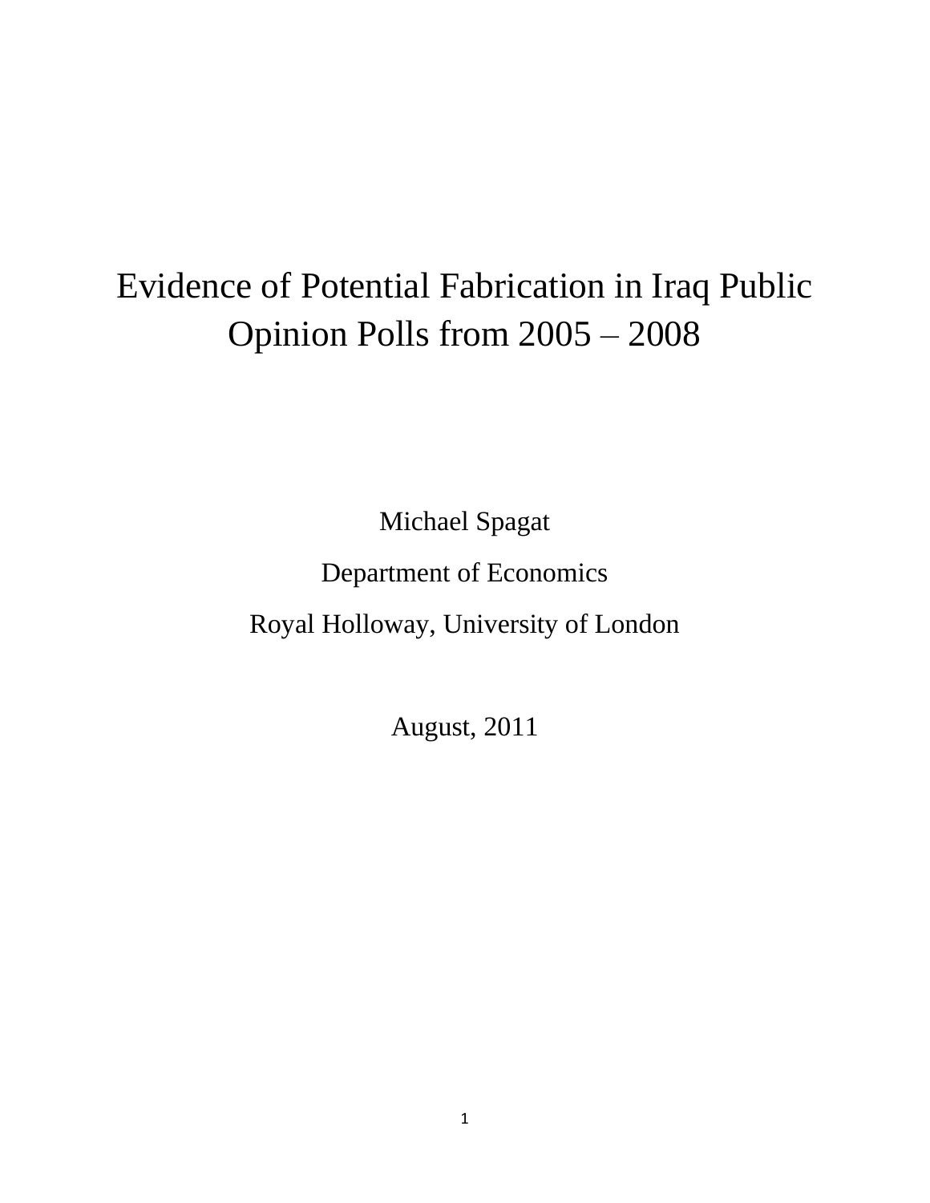# Evidence of Potential Fabrication in Iraq Public Opinion Polls from 2005 – 2008

Michael Spagat

Department of Economics

Royal Holloway, University of London

August, 2011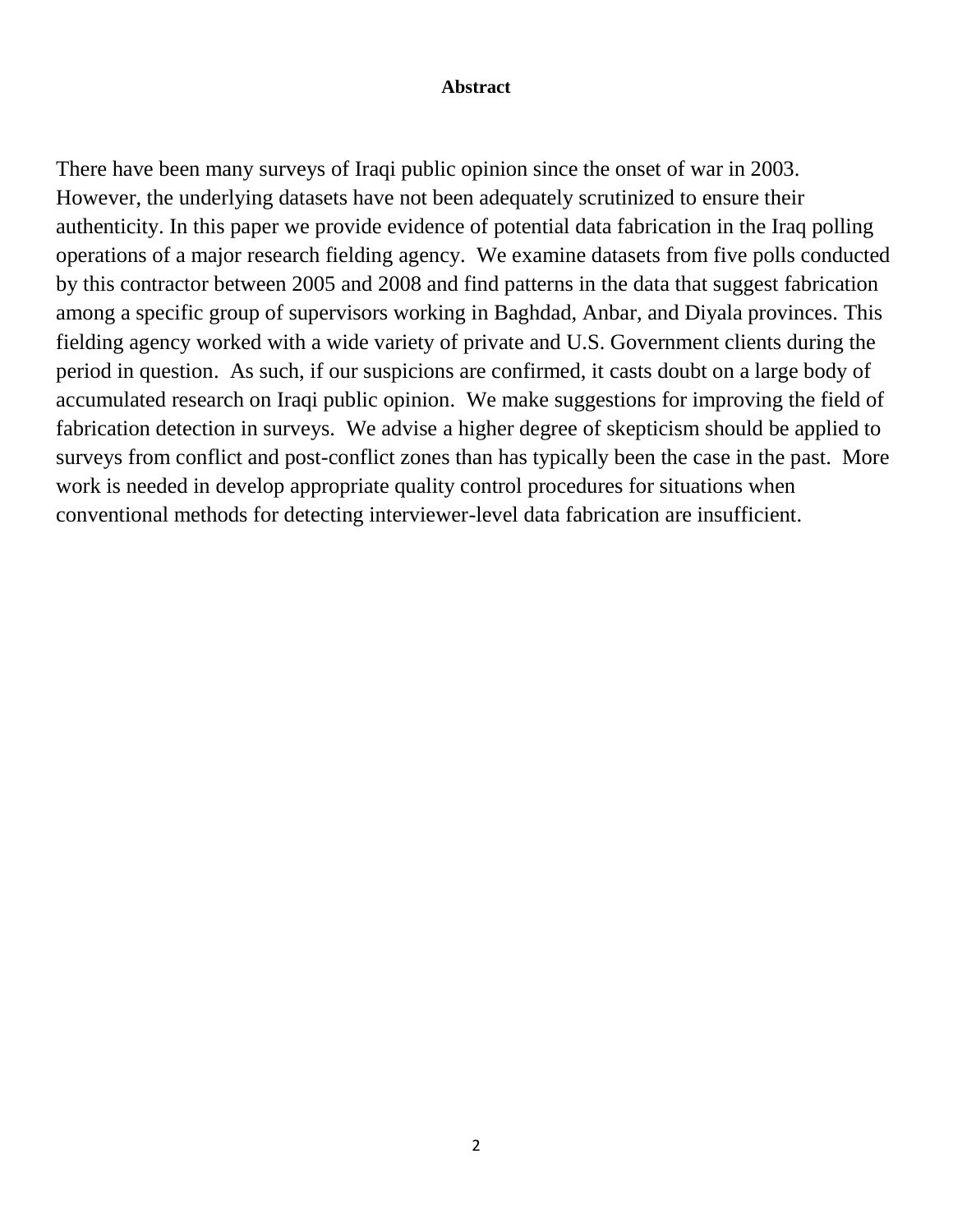## Abstract

There have been many surveys of Iraqi public opinion since the onset of war in 2003. However, the underlying datasets have not been adequately scrutinized to ensure their authenticity. In this paper we provide evidence of potential data fabrication in the Iraq polling operations of a major research fielding agency. We examine datasets from five polls conducted by this contractor between 2005 and 2008 and find patterns in the data that suggest fabrication among a specific group of supervisors working in Baghdad, Anbar, and Diyala provinces. This fielding agency worked with a wide variety of private and U.S. Government clients during the period in question. As such, if our suspicions are confirmed, it casts doubt on a large body of accumulated research on Iraqi public opinion. We make suggestions for improving the field of fabrication detection in surveys. We advise a higher degree of skepticism should be applied to surveys from conflict and post-conflict zones than has typically been the case in the past. More work is needed in develop appropriate quality control procedures for situations when conventional methods for detecting interviewer-level data fabrication are insufficient.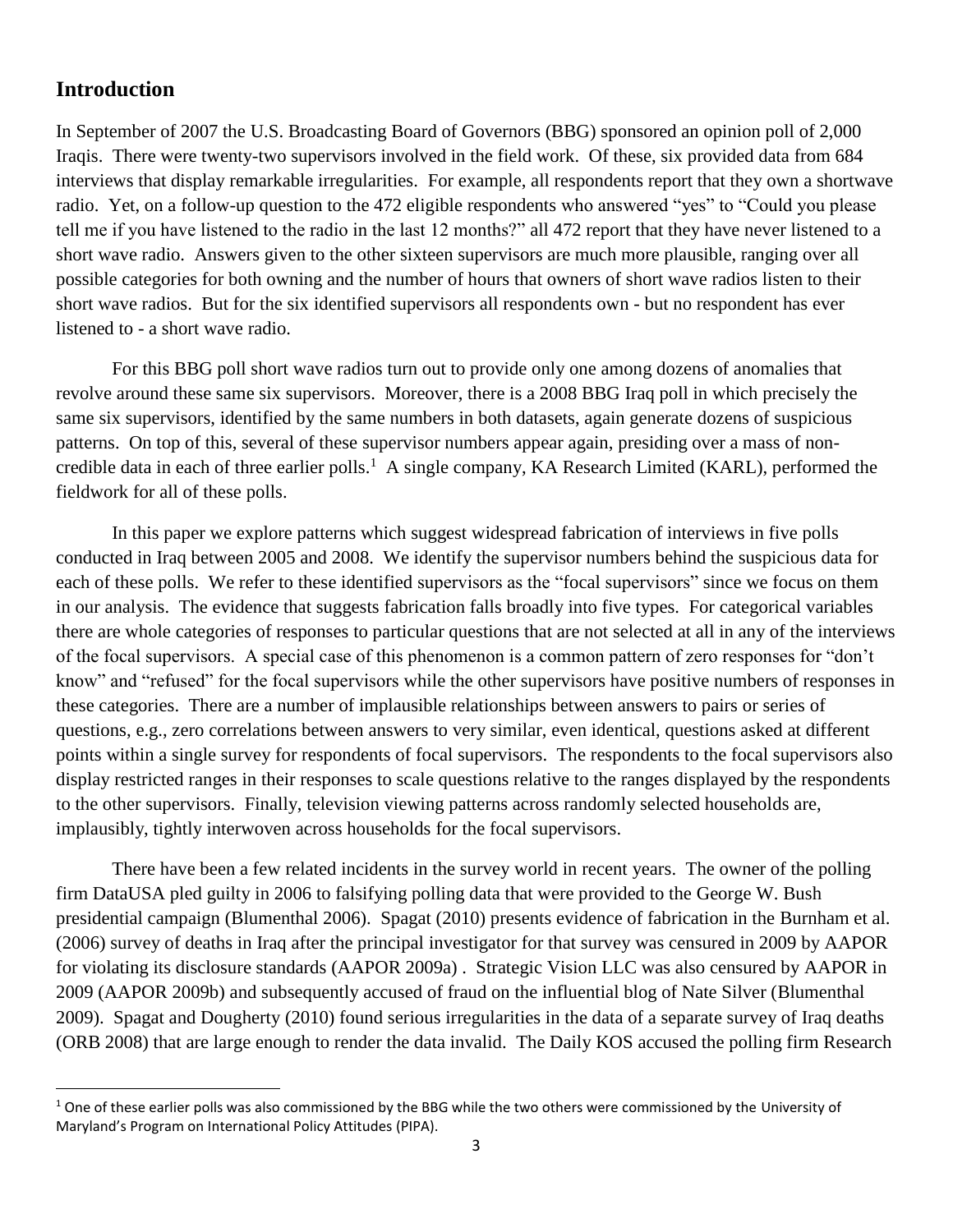## Introduction

In September of 2007 the U.S. Broadcasting Board of Governors (BBG) sponsored an opinion poll of 2,000 Iraqis. There were twenty-two supervisors involved in the field work. Of these, six provided data from 684 interviews that display remarkable irregularities. For example, all respondents report that they own a shortwave radio. Yet, on a follow-up question to the 472 eligible respondents who answered "yes" to "Could you please tell me if you have listened to the radio in the last 12 months?" all 472 report that they have never listened to a short wave radio. Answers given to the other sixteen supervisors are much more plausible, ranging over all possible categories for both owning and the number of hours that owners of short wave radios listen to their short wave radios. But for the six identified supervisors all respondents own - but no respondent has ever listened to - a short wave radio.

For this BBG poll short wave radios turn out to provide only one among dozens of anomalies that revolve around these same six supervisors. Moreover, there is a 2008 BBG Iraq poll in which precisely the same six supervisors, identified by the same numbers in both datasets, again generate dozens of suspicious patterns. On top of this, several of these supervisor numbers appear again, presiding over a mass of non-credible data in each of three earlier polls.[1] A single company, KA Research Limited (KARL), performed the fieldwork for all of these polls.

In this paper we explore patterns which suggest widespread fabrication of interviews in five polls conducted in Iraq between 2005 and 2008. We identify the supervisor numbers behind the suspicious data for each of these polls. We refer to these identified supervisors as the "focal supervisors" since we focus on them in our analysis. The evidence that suggests fabrication falls broadly into five types. For categorical variables there are whole categories of responses to particular questions that are not selected at all in any of the interviews of the focal supervisors. A special case of this phenomenon is a common pattern of zero responses for "don't know" and "refused" for the focal supervisors while the other supervisors have positive numbers of responses in these categories. There are a number of implausible relationships between answers to pairs or series of questions, e.g., zero correlations between answers to very similar, even identical, questions asked at different points within a single survey for respondents of focal supervisors. The respondents to the focal supervisors also display restricted ranges in their responses to scale questions relative to the ranges displayed by the respondents to the other supervisors. Finally, television viewing patterns across randomly selected households are, implausibly, tightly interwoven across households for the focal supervisors.

There have been a few related incidents in the survey world in recent years. The owner of the polling firm DataUSA pled guilty in 2006 to falsifying polling data that were provided to the George W. Bush presidential campaign (Blumenthal 2006). Spagat (2010) presents evidence of fabrication in the Burnham et al. (2006) survey of deaths in Iraq after the principal investigator for that survey was censured in 2009 by AAPOR for violating its disclosure standards (AAPOR 2009a) . Strategic Vision LLC was also censured by AAPOR in 2009 (AAPOR 2009b) and subsequently accused of fraud on the influential blog of Nate Silver (Blumenthal 2009). Spagat and Dougherty (2010) found serious irregularities in the data of a separate survey of Iraq deaths (ORB 2008) that are large enough to render the data invalid. The Daily KOS accused the polling firm Research

---

[1] One of these earlier polls was also commissioned by the BBG while the two others were commissioned by the University of Maryland's Program on International Policy Attitudes (PIPA).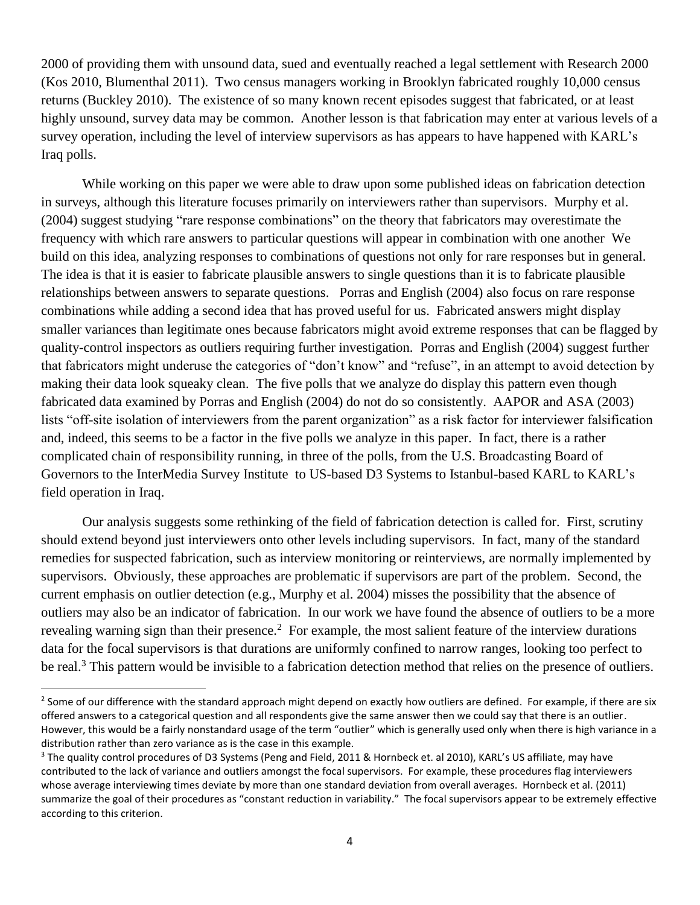2000 of providing them with unsound data, sued and eventually reached a legal settlement with Research 2000 (Kos 2010, Blumenthal 2011). Two census managers working in Brooklyn fabricated roughly 10,000 census returns (Buckley 2010). The existence of so many known recent episodes suggest that fabricated, or at least highly unsound, survey data may be common. Another lesson is that fabrication may enter at various levels of a survey operation, including the level of interview supervisors as has appears to have happened with KARL's Iraq polls.

While working on this paper we were able to draw upon some published ideas on fabrication detection in surveys, although this literature focuses primarily on interviewers rather than supervisors. Murphy et al. (2004) suggest studying "rare response combinations" on the theory that fabricators may overestimate the frequency with which rare answers to particular questions will appear in combination with one another We build on this idea, analyzing responses to combinations of questions not only for rare responses but in general. The idea is that it is easier to fabricate plausible answers to single questions than it is to fabricate plausible relationships between answers to separate questions. Porras and English (2004) also focus on rare response combinations while adding a second idea that has proved useful for us. Fabricated answers might display smaller variances than legitimate ones because fabricators might avoid extreme responses that can be flagged by quality-control inspectors as outliers requiring further investigation. Porras and English (2004) suggest further that fabricators might underuse the categories of "don't know" and "refuse", in an attempt to avoid detection by making their data look squeaky clean. The five polls that we analyze do display this pattern even though fabricated data examined by Porras and English (2004) do not do so consistently. AAPOR and ASA (2003) lists "off-site isolation of interviewers from the parent organization" as a risk factor for interviewer falsification and, indeed, this seems to be a factor in the five polls we analyze in this paper. In fact, there is a rather complicated chain of responsibility running, in three of the polls, from the U.S. Broadcasting Board of Governors to the InterMedia Survey Institute to US-based D3 Systems to Istanbul-based KARL to KARL's field operation in Iraq.

Our analysis suggests some rethinking of the field of fabrication detection is called for. First, scrutiny should extend beyond just interviewers onto other levels including supervisors. In fact, many of the standard remedies for suspected fabrication, such as interview monitoring or reinterviews, are normally implemented by supervisors. Obviously, these approaches are problematic if supervisors are part of the problem. Second, the current emphasis on outlier detection (e.g., Murphy et al. 2004) misses the possibility that the absence of outliers may also be an indicator of fabrication. In our work we have found the absence of outliers to be a more revealing warning sign than their presence.[2] For example, the most salient feature of the interview durations data for the focal supervisors is that durations are uniformly confined to narrow ranges, looking too perfect to be real.[3] This pattern would be invisible to a fabrication detection method that relies on the presence of outliers.

---

[2] Some of our difference with the standard approach might depend on exactly how outliers are defined. For example, if there are six offered answers to a categorical question and all respondents give the same answer then we could say that there is an outlier. However, this would be a fairly nonstandard usage of the term "outlier" which is generally used only when there is high variance in a distribution rather than zero variance as is the case in this example.

[3] The quality control procedures of D3 Systems (Peng and Field, 2011 & Hornbeck et. al 2010), KARL's US affiliate, may have contributed to the lack of variance and outliers amongst the focal supervisors. For example, these procedures flag interviewers whose average interviewing times deviate by more than one standard deviation from overall averages. Hornbeck et al. (2011) summarize the goal of their procedures as "constant reduction in variability." The focal supervisors appear to be extremely effective according to this criterion.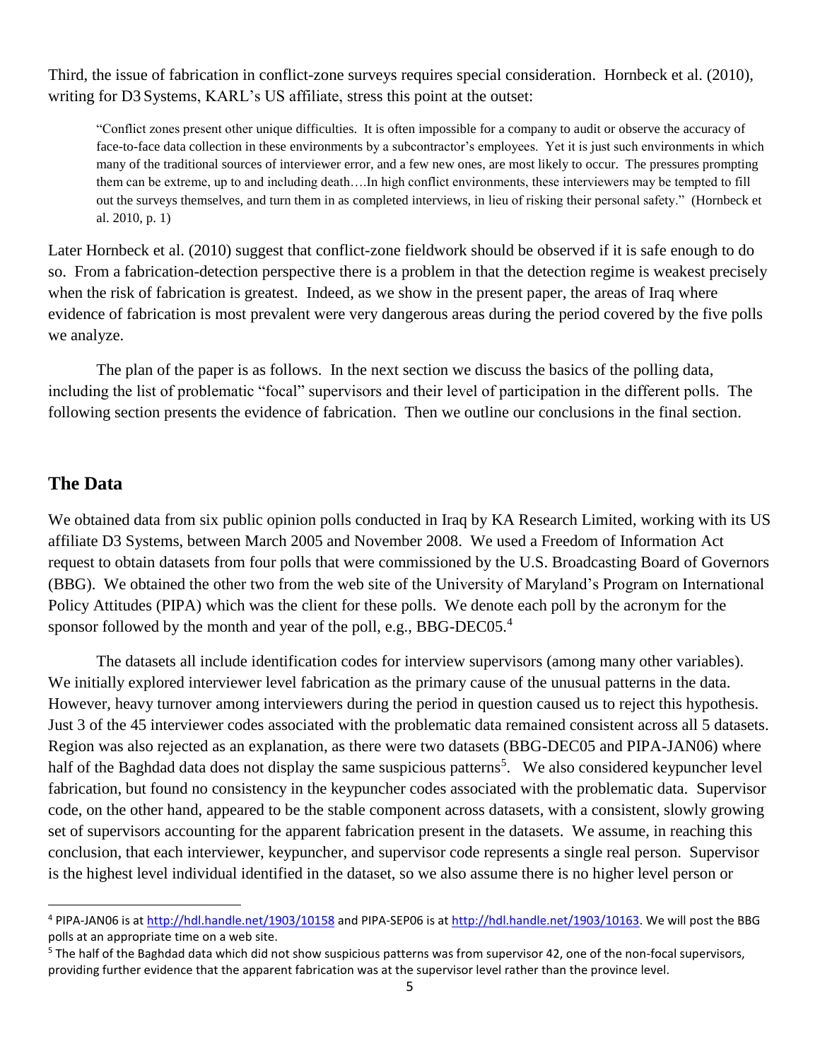Third, the issue of fabrication in conflict-zone surveys requires special consideration. Hornbeck et al. (2010), writing for D3 Systems, KARL's US affiliate, stress this point at the outset:

> "Conflict zones present other unique difficulties. It is often impossible for a company to audit or observe the accuracy of face-to-face data collection in these environments by a subcontractor's employees. Yet it is just such environments in which many of the traditional sources of interviewer error, and a few new ones, are most likely to occur. The pressures prompting them can be extreme, up to and including death….In high conflict environments, these interviewers may be tempted to fill out the surveys themselves, and turn them in as completed interviews, in lieu of risking their personal safety." (Hornbeck et al. 2010, p. 1)

Later Hornbeck et al. (2010) suggest that conflict-zone fieldwork should be observed if it is safe enough to do so. From a fabrication-detection perspective there is a problem in that the detection regime is weakest precisely when the risk of fabrication is greatest. Indeed, as we show in the present paper, the areas of Iraq where evidence of fabrication is most prevalent were very dangerous areas during the period covered by the five polls we analyze.

The plan of the paper is as follows. In the next section we discuss the basics of the polling data, including the list of problematic "focal" supervisors and their level of participation in the different polls. The following section presents the evidence of fabrication. Then we outline our conclusions in the final section.

## The Data

We obtained data from six public opinion polls conducted in Iraq by KA Research Limited, working with its US affiliate D3 Systems, between March 2005 and November 2008. We used a Freedom of Information Act request to obtain datasets from four polls that were commissioned by the U.S. Broadcasting Board of Governors (BBG). We obtained the other two from the web site of the University of Maryland's Program on International Policy Attitudes (PIPA) which was the client for these polls. We denote each poll by the acronym for the sponsor followed by the month and year of the poll, e.g., BBG-DEC05.[4]

The datasets all include identification codes for interview supervisors (among many other variables). We initially explored interviewer level fabrication as the primary cause of the unusual patterns in the data. However, heavy turnover among interviewers during the period in question caused us to reject this hypothesis. Just 3 of the 45 interviewer codes associated with the problematic data remained consistent across all 5 datasets. Region was also rejected as an explanation, as there were two datasets (BBG-DEC05 and PIPA-JAN06) where half of the Baghdad data does not display the same suspicious patterns[5]. We also considered keypuncher level fabrication, but found no consistency in the keypuncher codes associated with the problematic data. Supervisor code, on the other hand, appeared to be the stable component across datasets, with a consistent, slowly growing set of supervisors accounting for the apparent fabrication present in the datasets. We assume, in reaching this conclusion, that each interviewer, keypuncher, and supervisor code represents a single real person. Supervisor is the highest level individual identified in the dataset, so we also assume there is no higher level person or

---

[4] PIPA-JAN06 is at http://hdl.handle.net/1903/10158 and PIPA-SEP06 is at http://hdl.handle.net/1903/10163. We will post the BBG polls at an appropriate time on a web site.

[5] The half of the Baghdad data which did not show suspicious patterns was from supervisor 42, one of the non-focal supervisors, providing further evidence that the apparent fabrication was at the supervisor level rather than the province level.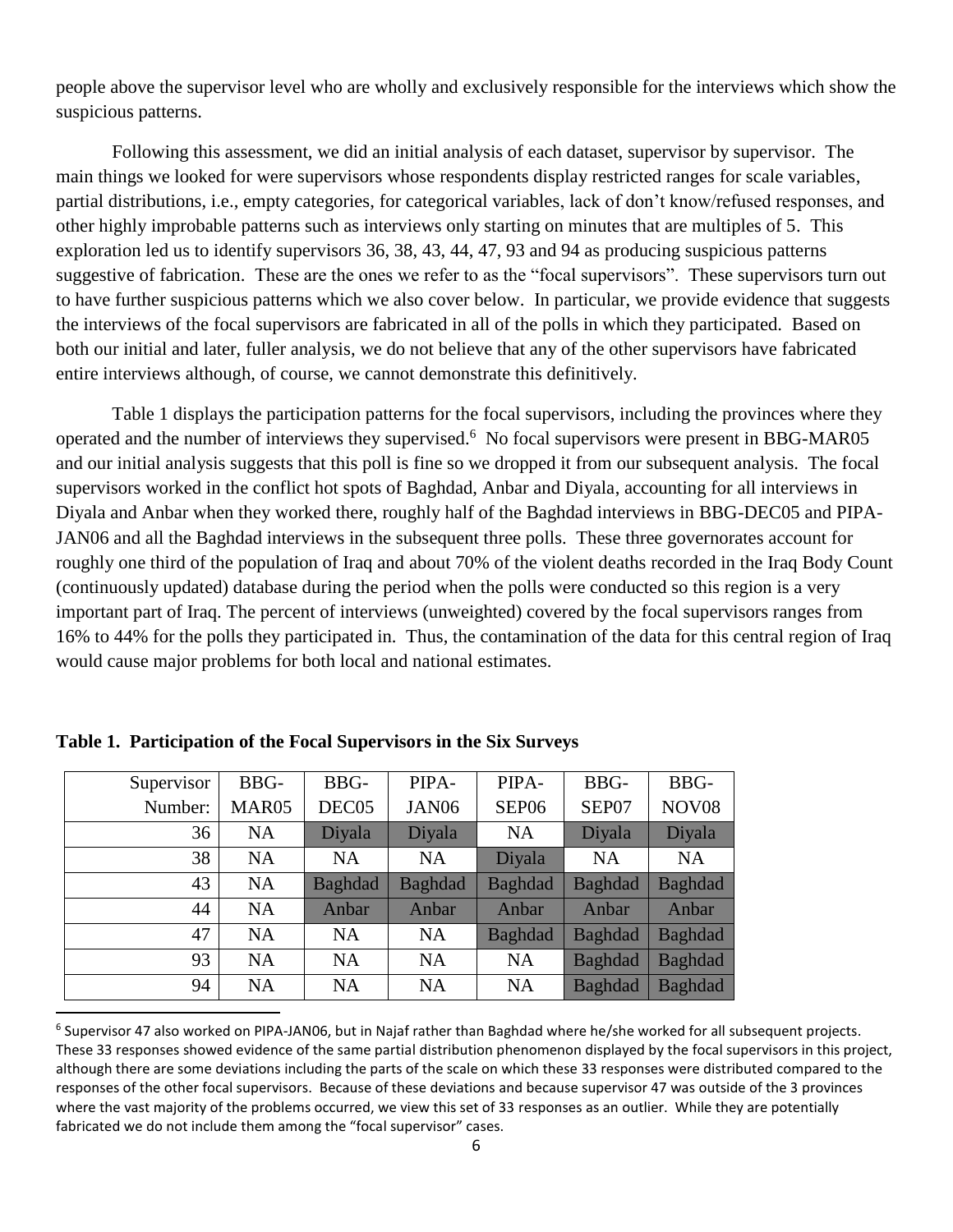people above the supervisor level who are wholly and exclusively responsible for the interviews which show the suspicious patterns.

Following this assessment, we did an initial analysis of each dataset, supervisor by supervisor. The main things we looked for were supervisors whose respondents display restricted ranges for scale variables, partial distributions, i.e., empty categories, for categorical variables, lack of don't know/refused responses, and other highly improbable patterns such as interviews only starting on minutes that are multiples of 5. This exploration led us to identify supervisors 36, 38, 43, 44, 47, 93 and 94 as producing suspicious patterns suggestive of fabrication. These are the ones we refer to as the "focal supervisors". These supervisors turn out to have further suspicious patterns which we also cover below. In particular, we provide evidence that suggests the interviews of the focal supervisors are fabricated in all of the polls in which they participated. Based on both our initial and later, fuller analysis, we do not believe that any of the other supervisors have fabricated entire interviews although, of course, we cannot demonstrate this definitively.

Table 1 displays the participation patterns for the focal supervisors, including the provinces where they operated and the number of interviews they supervised.[6] No focal supervisors were present in BBG-MAR05 and our initial analysis suggests that this poll is fine so we dropped it from our subsequent analysis. The focal supervisors worked in the conflict hot spots of Baghdad, Anbar and Diyala, accounting for all interviews in Diyala and Anbar when they worked there, roughly half of the Baghdad interviews in BBG-DEC05 and PIPA-JAN06 and all the Baghdad interviews in the subsequent three polls. These three governorates account for roughly one third of the population of Iraq and about 70% of the violent deaths recorded in the Iraq Body Count (continuously updated) database during the period when the polls were conducted so this region is a very important part of Iraq. The percent of interviews (unweighted) covered by the focal supervisors ranges from 16% to 44% for the polls they participated in. Thus, the contamination of the data for this central region of Iraq would cause major problems for both local and national estimates.

**Table 1. Participation of the Focal Supervisors in the Six Surveys**

| Supervisor Number: | BBG-MAR05 | BBG-DEC05 | PIPA-JAN06 | PIPA-SEP06 | BBG-SEP07 | BBG-NOV08 |
|---|---|---|---|---|---|---|
| 36 | NA | Diyala | Diyala | NA | Diyala | Diyala |
| 38 | NA | NA | NA | Diyala | NA | NA |
| 43 | NA | Baghdad | Baghdad | Baghdad | Baghdad | Baghdad |
| 44 | NA | Anbar | Anbar | Anbar | Anbar | Anbar |
| 47 | NA | NA | NA | Baghdad | Baghdad | Baghdad |
| 93 | NA | NA | NA | NA | Baghdad | Baghdad |
| 94 | NA | NA | NA | NA | Baghdad | Baghdad |

[6] Supervisor 47 also worked on PIPA-JAN06, but in Najaf rather than Baghdad where he/she worked for all subsequent projects. These 33 responses showed evidence of the same partial distribution phenomenon displayed by the focal supervisors in this project, although there are some deviations including the parts of the scale on which these 33 responses were distributed compared to the responses of the other focal supervisors. Because of these deviations and because supervisor 47 was outside of the 3 provinces where the vast majority of the problems occurred, we view this set of 33 responses as an outlier. While they are potentially fabricated we do not include them among the "focal supervisor" cases.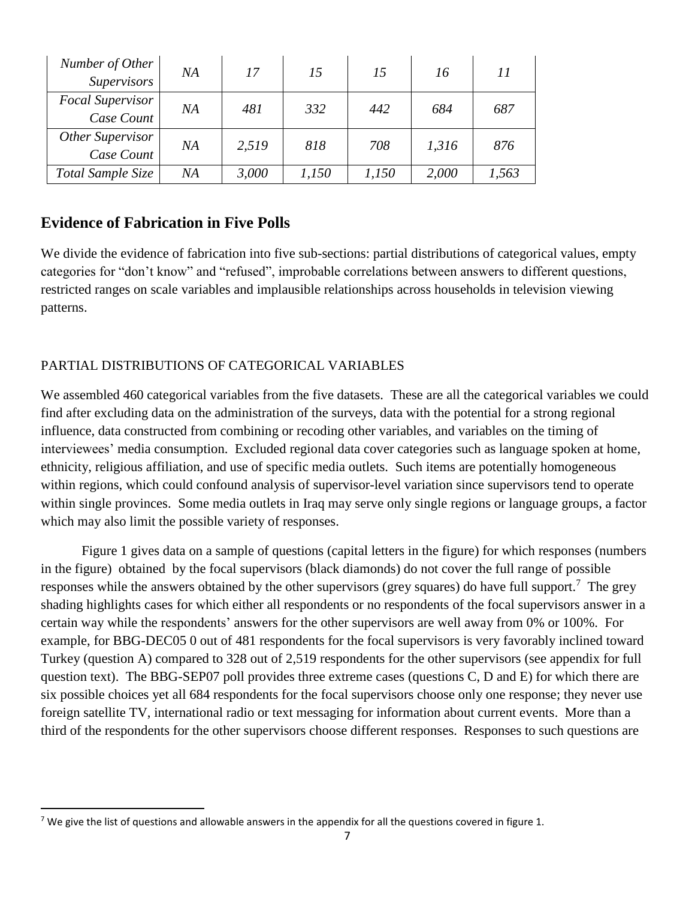| *Number of Other Supervisors* | *NA* | *17* | *15* | *15* | *16* | *11* |
|---|---|---|---|---|---|---|
| *Focal Supervisor Case Count* | *NA* | *481* | *332* | *442* | *684* | *687* |
| *Other Supervisor Case Count* | *NA* | *2,519* | *818* | *708* | *1,316* | *876* |
| *Total Sample Size* | *NA* | *3,000* | *1,150* | *1,150* | *2,000* | *1,563* |

## Evidence of Fabrication in Five Polls

We divide the evidence of fabrication into five sub-sections: partial distributions of categorical values, empty categories for "don't know" and "refused", improbable correlations between answers to different questions, restricted ranges on scale variables and implausible relationships across households in television viewing patterns.

### PARTIAL DISTRIBUTIONS OF CATEGORICAL VARIABLES

We assembled 460 categorical variables from the five datasets. These are all the categorical variables we could find after excluding data on the administration of the surveys, data with the potential for a strong regional influence, data constructed from combining or recoding other variables, and variables on the timing of interviewees' media consumption. Excluded regional data cover categories such as language spoken at home, ethnicity, religious affiliation, and use of specific media outlets. Such items are potentially homogeneous within regions, which could confound analysis of supervisor-level variation since supervisors tend to operate within single provinces. Some media outlets in Iraq may serve only single regions or language groups, a factor which may also limit the possible variety of responses.

Figure 1 gives data on a sample of questions (capital letters in the figure) for which responses (numbers in the figure) obtained by the focal supervisors (black diamonds) do not cover the full range of possible responses while the answers obtained by the other supervisors (grey squares) do have full support.[7] The grey shading highlights cases for which either all respondents or no respondents of the focal supervisors answer in a certain way while the respondents' answers for the other supervisors are well away from 0% or 100%. For example, for BBG-DEC05 0 out of 481 respondents for the focal supervisors is very favorably inclined toward Turkey (question A) compared to 328 out of 2,519 respondents for the other supervisors (see appendix for full question text). The BBG-SEP07 poll provides three extreme cases (questions C, D and E) for which there are six possible choices yet all 684 respondents for the focal supervisors choose only one response; they never use foreign satellite TV, international radio or text messaging for information about current events. More than a third of the respondents for the other supervisors choose different responses. Responses to such questions are

[7] We give the list of questions and allowable answers in the appendix for all the questions covered in figure 1.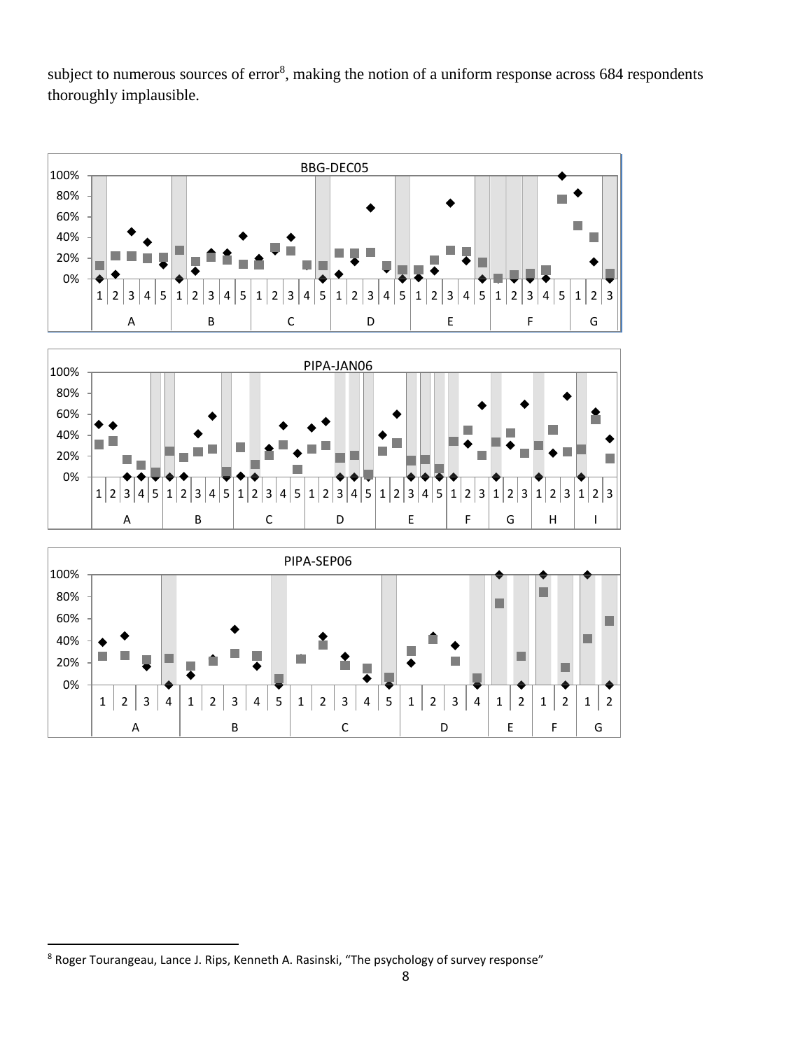subject to numerous sources of error[8], making the notion of a uniform response across 684 respondents thoroughly implausible.

---

[8] Roger Tourangeau, Lance J. Rips, Kenneth A. Rasinski, "The psychology of survey response"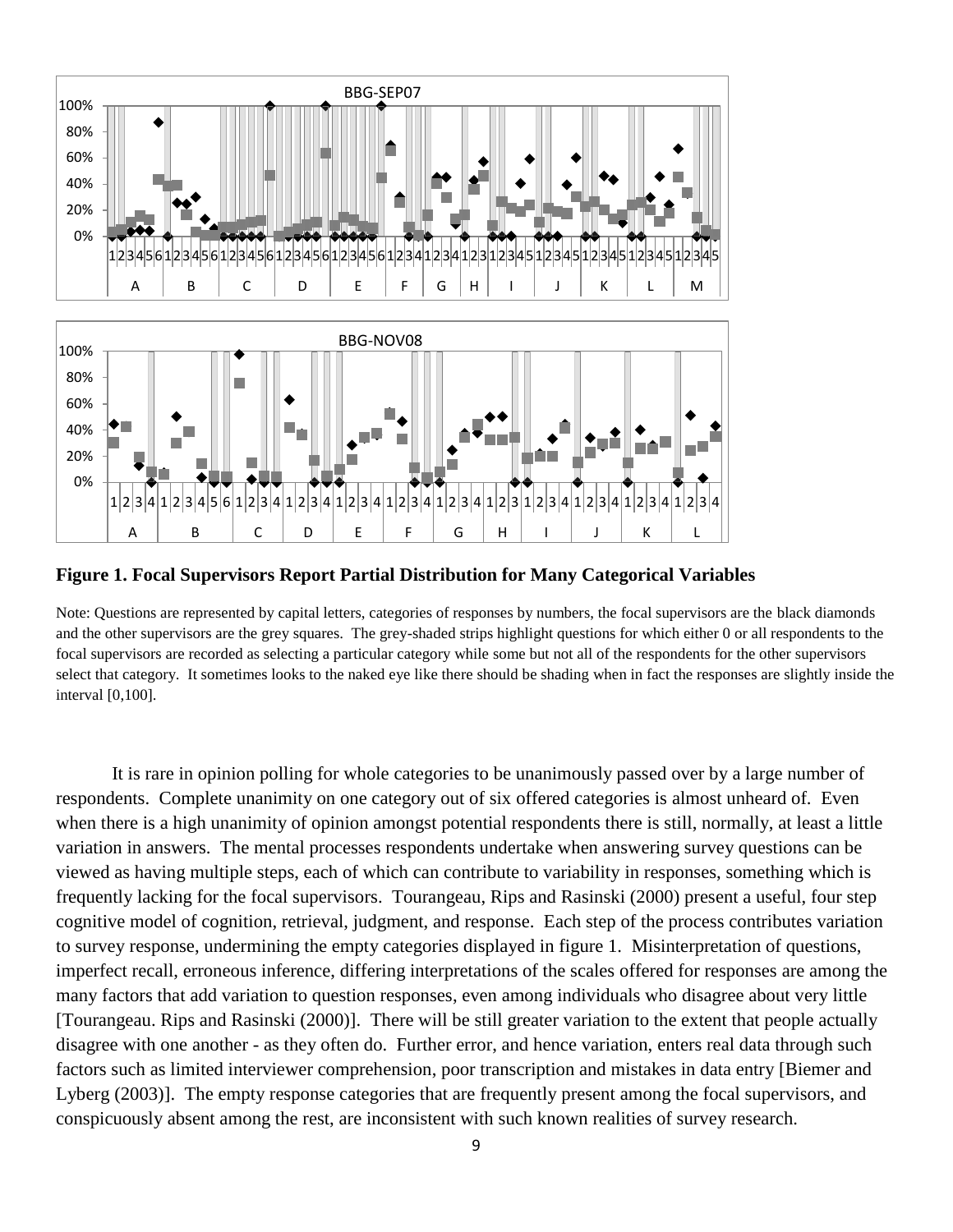**Figure 1. Focal Supervisors Report Partial Distribution for Many Categorical Variables**

Note: Questions are represented by capital letters, categories of responses by numbers, the focal supervisors are the black diamonds and the other supervisors are the grey squares. The grey-shaded strips highlight questions for which either 0 or all respondents to the focal supervisors are recorded as selecting a particular category while some but not all of the respondents for the other supervisors select that category. It sometimes looks to the naked eye like there should be shading when in fact the responses are slightly inside the interval [0,100].

It is rare in opinion polling for whole categories to be unanimously passed over by a large number of respondents. Complete unanimity on one category out of six offered categories is almost unheard of. Even when there is a high unanimity of opinion amongst potential respondents there is still, normally, at least a little variation in answers. The mental processes respondents undertake when answering survey questions can be viewed as having multiple steps, each of which can contribute to variability in responses, something which is frequently lacking for the focal supervisors. Tourangeau, Rips and Rasinski (2000) present a useful, four step cognitive model of cognition, retrieval, judgment, and response. Each step of the process contributes variation to survey response, undermining the empty categories displayed in figure 1. Misinterpretation of questions, imperfect recall, erroneous inference, differing interpretations of the scales offered for responses are among the many factors that add variation to question responses, even among individuals who disagree about very little [Tourangeau. Rips and Rasinski (2000)]. There will be still greater variation to the extent that people actually disagree with one another - as they often do. Further error, and hence variation, enters real data through such factors such as limited interviewer comprehension, poor transcription and mistakes in data entry [Biemer and Lyberg (2003)]. The empty response categories that are frequently present among the focal supervisors, and conspicuously absent among the rest, are inconsistent with such known realities of survey research.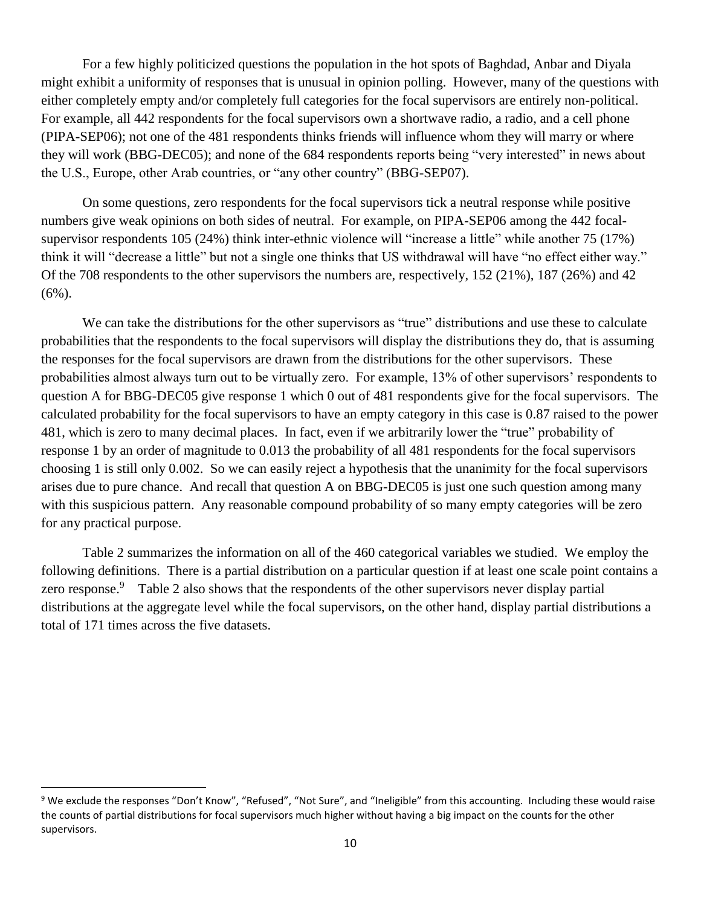For a few highly politicized questions the population in the hot spots of Baghdad, Anbar and Diyala might exhibit a uniformity of responses that is unusual in opinion polling. However, many of the questions with either completely empty and/or completely full categories for the focal supervisors are entirely non-political. For example, all 442 respondents for the focal supervisors own a shortwave radio, a radio, and a cell phone (PIPA-SEP06); not one of the 481 respondents thinks friends will influence whom they will marry or where they will work (BBG-DEC05); and none of the 684 respondents reports being "very interested" in news about the U.S., Europe, other Arab countries, or "any other country" (BBG-SEP07).

On some questions, zero respondents for the focal supervisors tick a neutral response while positive numbers give weak opinions on both sides of neutral. For example, on PIPA-SEP06 among the 442 focal-supervisor respondents 105 (24%) think inter-ethnic violence will "increase a little" while another 75 (17%) think it will "decrease a little" but not a single one thinks that US withdrawal will have "no effect either way." Of the 708 respondents to the other supervisors the numbers are, respectively, 152 (21%), 187 (26%) and 42 (6%).

We can take the distributions for the other supervisors as "true" distributions and use these to calculate probabilities that the respondents to the focal supervisors will display the distributions they do, that is assuming the responses for the focal supervisors are drawn from the distributions for the other supervisors. These probabilities almost always turn out to be virtually zero. For example, 13% of other supervisors' respondents to question A for BBG-DEC05 give response 1 which 0 out of 481 respondents give for the focal supervisors. The calculated probability for the focal supervisors to have an empty category in this case is 0.87 raised to the power 481, which is zero to many decimal places. In fact, even if we arbitrarily lower the "true" probability of response 1 by an order of magnitude to 0.013 the probability of all 481 respondents for the focal supervisors choosing 1 is still only 0.002. So we can easily reject a hypothesis that the unanimity for the focal supervisors arises due to pure chance. And recall that question A on BBG-DEC05 is just one such question among many with this suspicious pattern. Any reasonable compound probability of so many empty categories will be zero for any practical purpose.

Table 2 summarizes the information on all of the 460 categorical variables we studied. We employ the following definitions. There is a partial distribution on a particular question if at least one scale point contains a zero response.[9] Table 2 also shows that the respondents of the other supervisors never display partial distributions at the aggregate level while the focal supervisors, on the other hand, display partial distributions a total of 171 times across the five datasets.

---

[9] We exclude the responses "Don't Know", "Refused", "Not Sure", and "Ineligible" from this accounting. Including these would raise the counts of partial distributions for focal supervisors much higher without having a big impact on the counts for the other supervisors.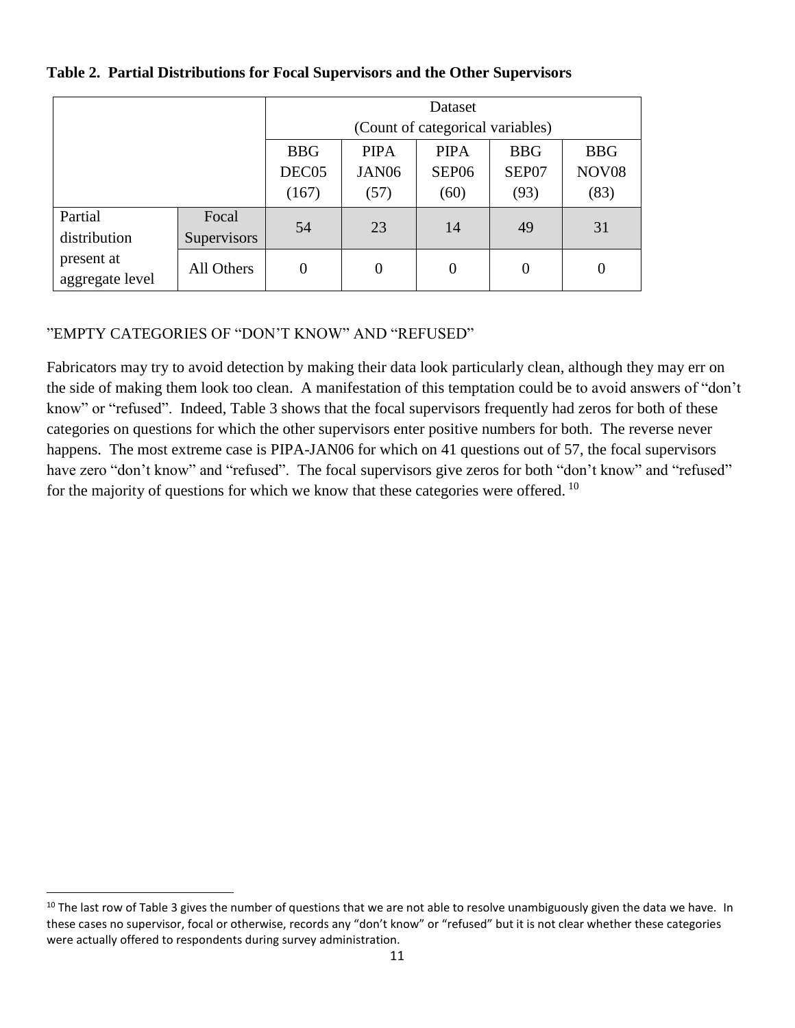**Table 2. Partial Distributions for Focal Supervisors and the Other Supervisors**

| | | Dataset (Count of categorical variables) | | | | |
|---|---|---|---|---|---|---|
| | | BBG DEC05 (167) | PIPA JAN06 (57) | PIPA SEP06 (60) | BBG SEP07 (93) | BBG NOV08 (83) |
| Partial distribution present at aggregate level | Focal Supervisors | 54 | 23 | 14 | 49 | 31 |
| | All Others | 0 | 0 | 0 | 0 | 0 |

”EMPTY CATEGORIES OF “DON’T KNOW” AND “REFUSED”

Fabricators may try to avoid detection by making their data look particularly clean, although they may err on the side of making them look too clean. A manifestation of this temptation could be to avoid answers of “don’t know” or “refused”. Indeed, Table 3 shows that the focal supervisors frequently had zeros for both of these categories on questions for which the other supervisors enter positive numbers for both. The reverse never happens. The most extreme case is PIPA-JAN06 for which on 41 questions out of 57, the focal supervisors have zero “don’t know” and “refused”. The focal supervisors give zeros for both “don’t know” and “refused” for the majority of questions for which we know that these categories were offered. [10]

[10] The last row of Table 3 gives the number of questions that we are not able to resolve unambiguously given the data we have. In these cases no supervisor, focal or otherwise, records any “don’t know” or “refused” but it is not clear whether these categories were actually offered to respondents during survey administration.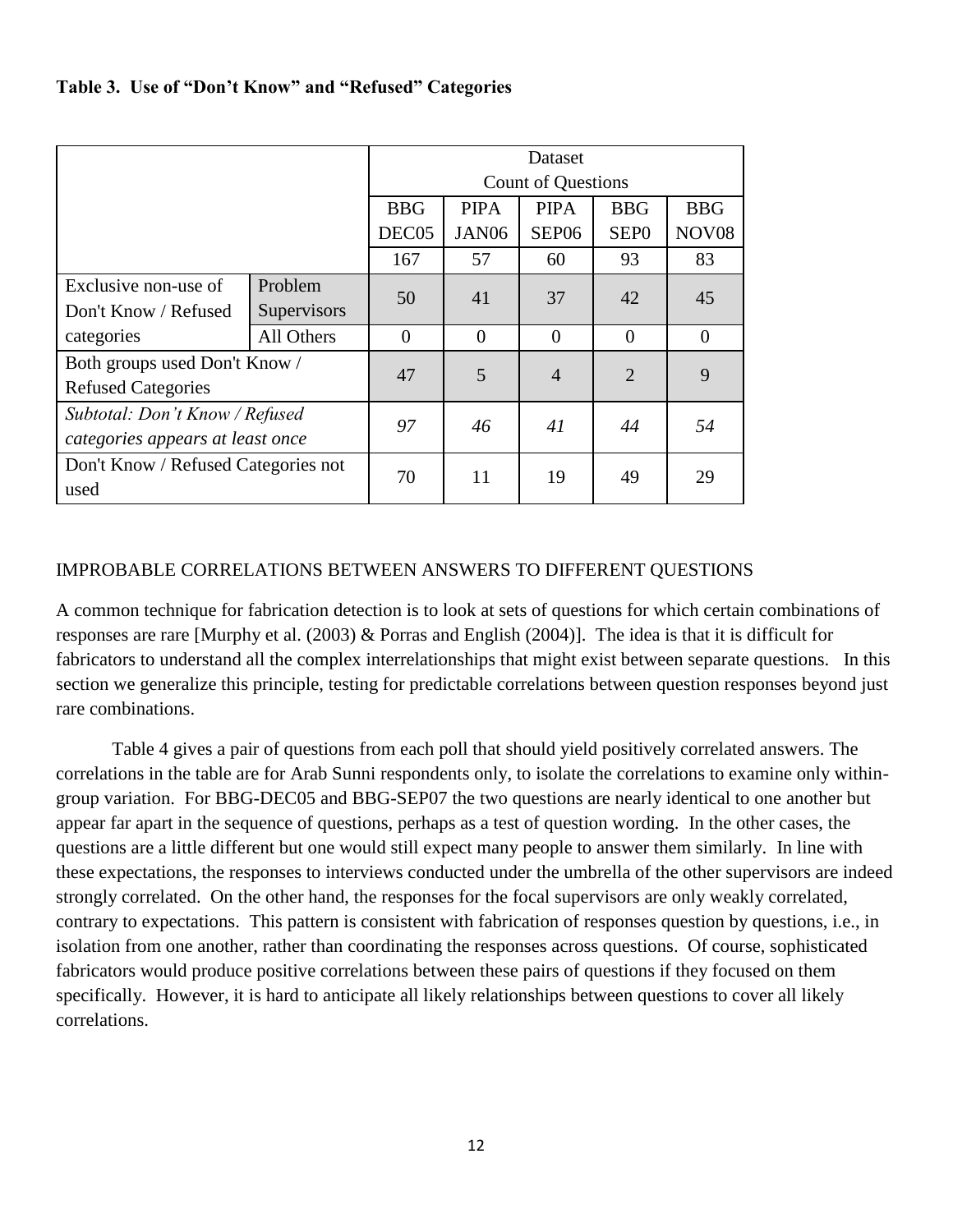**Table 3. Use of "Don't Know" and "Refused" Categories**

| | | Dataset Count of Questions | | | | |
|---|---|---|---|---|---|---|
| | | BBG DEC05 | PIPA JAN06 | PIPA SEP06 | BBG SEP0 | BBG NOV08 |
| | | 167 | 57 | 60 | 93 | 83 |
| Exclusive non-use of Don't Know / Refused categories | Problem Supervisors | 50 | 41 | 37 | 42 | 45 |
| | All Others | 0 | 0 | 0 | 0 | 0 |
| Both groups used Don't Know / Refused Categories | | 47 | 5 | 4 | 2 | 9 |
| *Subtotal: Don't Know / Refused categories appears at least once* | | *97* | *46* | *41* | *44* | *54* |
| Don't Know / Refused Categories not used | | 70 | 11 | 19 | 49 | 29 |

## IMPROBABLE CORRELATIONS BETWEEN ANSWERS TO DIFFERENT QUESTIONS

A common technique for fabrication detection is to look at sets of questions for which certain combinations of responses are rare [Murphy et al. (2003) & Porras and English (2004)]. The idea is that it is difficult for fabricators to understand all the complex interrelationships that might exist between separate questions. In this section we generalize this principle, testing for predictable correlations between question responses beyond just rare combinations.

Table 4 gives a pair of questions from each poll that should yield positively correlated answers. The correlations in the table are for Arab Sunni respondents only, to isolate the correlations to examine only within-group variation. For BBG-DEC05 and BBG-SEP07 the two questions are nearly identical to one another but appear far apart in the sequence of questions, perhaps as a test of question wording. In the other cases, the questions are a little different but one would still expect many people to answer them similarly. In line with these expectations, the responses to interviews conducted under the umbrella of the other supervisors are indeed strongly correlated. On the other hand, the responses for the focal supervisors are only weakly correlated, contrary to expectations. This pattern is consistent with fabrication of responses question by questions, i.e., in isolation from one another, rather than coordinating the responses across questions. Of course, sophisticated fabricators would produce positive correlations between these pairs of questions if they focused on them specifically. However, it is hard to anticipate all likely relationships between questions to cover all likely correlations.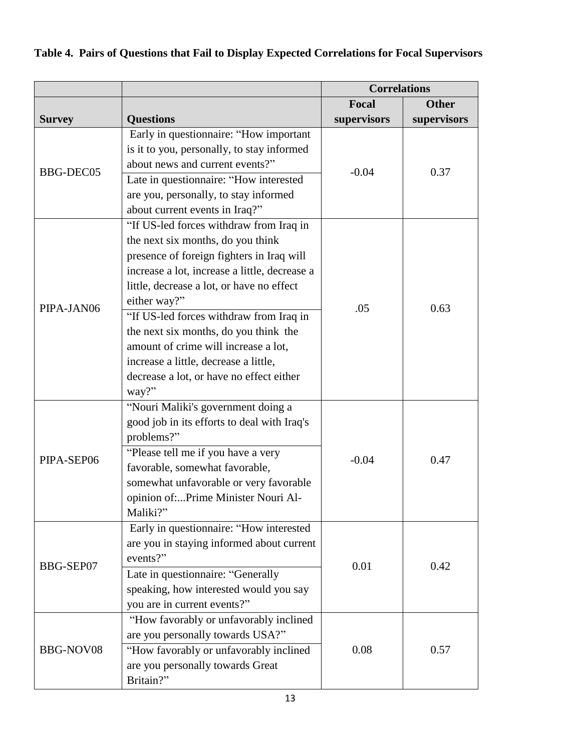**Table 4. Pairs of Questions that Fail to Display Expected Correlations for Focal Supervisors**

| | | Correlations | |
|---|---|---|---|
| **Survey** | **Questions** | **Focal supervisors** | **Other supervisors** |
| BBG-DEC05 | Early in questionnaire: "How important is it to you, personally, to stay informed about news and current events?"<br>Late in questionnaire: "How interested are you, personally, to stay informed about current events in Iraq?" | -0.04 | 0.37 |
| PIPA-JAN06 | "If US-led forces withdraw from Iraq in the next six months, do you think presence of foreign fighters in Iraq will increase a lot, increase a little, decrease a little, decrease a lot, or have no effect either way?"<br>"If US-led forces withdraw from Iraq in the next six months, do you think the amount of crime will increase a lot, increase a little, decrease a little, decrease a lot, or have no effect either way?" | .05 | 0.63 |
| PIPA-SEP06 | "Nouri Maliki's government doing a good job in its efforts to deal with Iraq's problems?"<br>"Please tell me if you have a very favorable, somewhat favorable, somewhat unfavorable or very favorable opinion of:...Prime Minister Nouri Al-Maliki?" | -0.04 | 0.47 |
| BBG-SEP07 | Early in questionnaire: "How interested are you in staying informed about current events?"<br>Late in questionnaire: "Generally speaking, how interested would you say you are in current events?" | 0.01 | 0.42 |
| BBG-NOV08 | "How favorably or unfavorably inclined are you personally towards USA?"<br>"How favorably or unfavorably inclined are you personally towards Great Britain?" | 0.08 | 0.57 |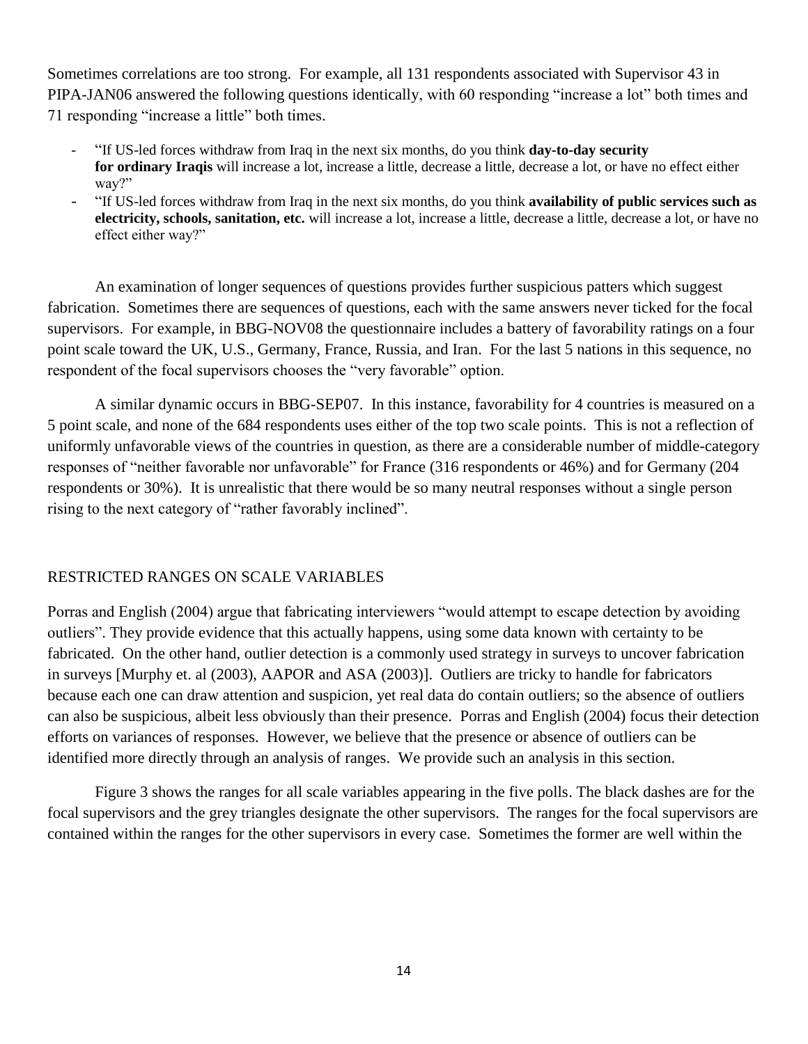Sometimes correlations are too strong. For example, all 131 respondents associated with Supervisor 43 in PIPA-JAN06 answered the following questions identically, with 60 responding "increase a lot" both times and 71 responding "increase a little" both times.

- "If US-led forces withdraw from Iraq in the next six months, do you think **day-to-day security for ordinary Iraqis** will increase a lot, increase a little, decrease a little, decrease a lot, or have no effect either way?"
- "If US-led forces withdraw from Iraq in the next six months, do you think **availability of public services such as electricity, schools, sanitation, etc.** will increase a lot, increase a little, decrease a little, decrease a lot, or have no effect either way?"

An examination of longer sequences of questions provides further suspicious patters which suggest fabrication. Sometimes there are sequences of questions, each with the same answers never ticked for the focal supervisors. For example, in BBG-NOV08 the questionnaire includes a battery of favorability ratings on a four point scale toward the UK, U.S., Germany, France, Russia, and Iran. For the last 5 nations in this sequence, no respondent of the focal supervisors chooses the "very favorable" option.

A similar dynamic occurs in BBG-SEP07. In this instance, favorability for 4 countries is measured on a 5 point scale, and none of the 684 respondents uses either of the top two scale points. This is not a reflection of uniformly unfavorable views of the countries in question, as there are a considerable number of middle-category responses of "neither favorable nor unfavorable" for France (316 respondents or 46%) and for Germany (204 respondents or 30%). It is unrealistic that there would be so many neutral responses without a single person rising to the next category of "rather favorably inclined".

## RESTRICTED RANGES ON SCALE VARIABLES

Porras and English (2004) argue that fabricating interviewers "would attempt to escape detection by avoiding outliers". They provide evidence that this actually happens, using some data known with certainty to be fabricated. On the other hand, outlier detection is a commonly used strategy in surveys to uncover fabrication in surveys [Murphy et. al (2003), AAPOR and ASA (2003)]. Outliers are tricky to handle for fabricators because each one can draw attention and suspicion, yet real data do contain outliers; so the absence of outliers can also be suspicious, albeit less obviously than their presence. Porras and English (2004) focus their detection efforts on variances of responses. However, we believe that the presence or absence of outliers can be identified more directly through an analysis of ranges. We provide such an analysis in this section.

Figure 3 shows the ranges for all scale variables appearing in the five polls. The black dashes are for the focal supervisors and the grey triangles designate the other supervisors. The ranges for the focal supervisors are contained within the ranges for the other supervisors in every case. Sometimes the former are well within the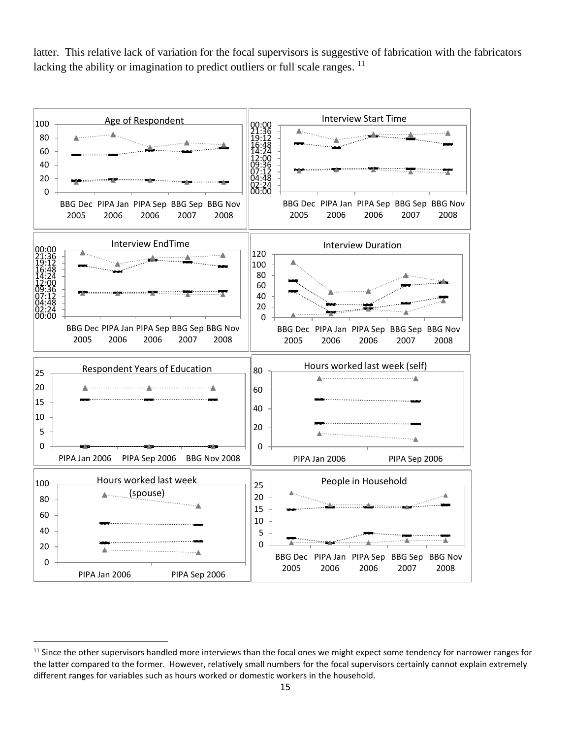latter. This relative lack of variation for the focal supervisors is suggestive of fabrication with the fabricators lacking the ability or imagination to predict outliers or full scale ranges. [11]

Age of Respondent

Interview Start Time

Interview EndTime

Interview Duration

Respondent Years of Education

Hours worked last week (self)

Hours worked last week (spouse)

People in Household

[11] Since the other supervisors handled more interviews than the focal ones we might expect some tendency for narrower ranges for the latter compared to the former. However, relatively small numbers for the focal supervisors certainly cannot explain extremely different ranges for variables such as hours worked or domestic workers in the household.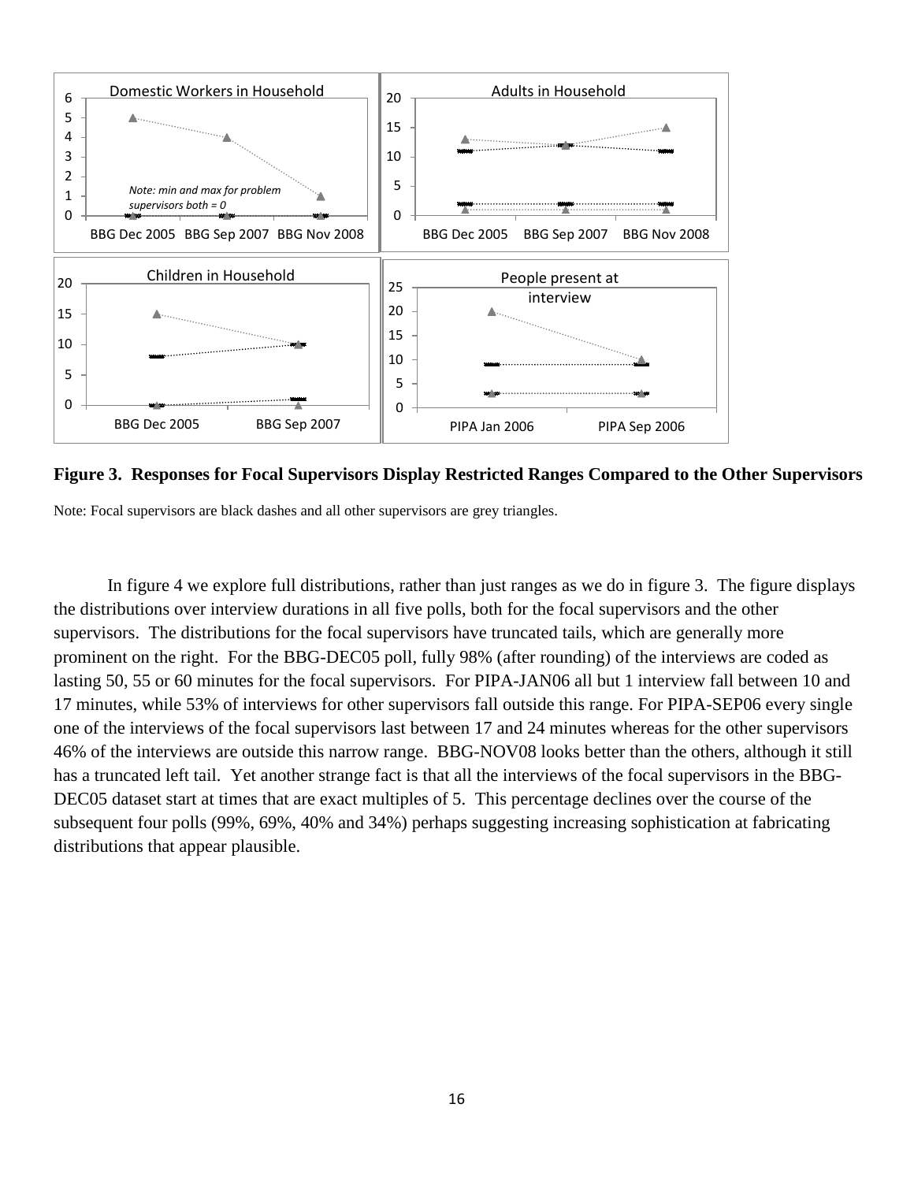**Figure 3. Responses for Focal Supervisors Display Restricted Ranges Compared to the Other Supervisors**

Note: Focal supervisors are black dashes and all other supervisors are grey triangles.

In figure 4 we explore full distributions, rather than just ranges as we do in figure 3. The figure displays the distributions over interview durations in all five polls, both for the focal supervisors and the other supervisors. The distributions for the focal supervisors have truncated tails, which are generally more prominent on the right. For the BBG-DEC05 poll, fully 98% (after rounding) of the interviews are coded as lasting 50, 55 or 60 minutes for the focal supervisors. For PIPA-JAN06 all but 1 interview fall between 10 and 17 minutes, while 53% of interviews for other supervisors fall outside this range. For PIPA-SEP06 every single one of the interviews of the focal supervisors last between 17 and 24 minutes whereas for the other supervisors 46% of the interviews are outside this narrow range. BBG-NOV08 looks better than the others, although it still has a truncated left tail. Yet another strange fact is that all the interviews of the focal supervisors in the BBG-DEC05 dataset start at times that are exact multiples of 5. This percentage declines over the course of the subsequent four polls (99%, 69%, 40% and 34%) perhaps suggesting increasing sophistication at fabricating distributions that appear plausible.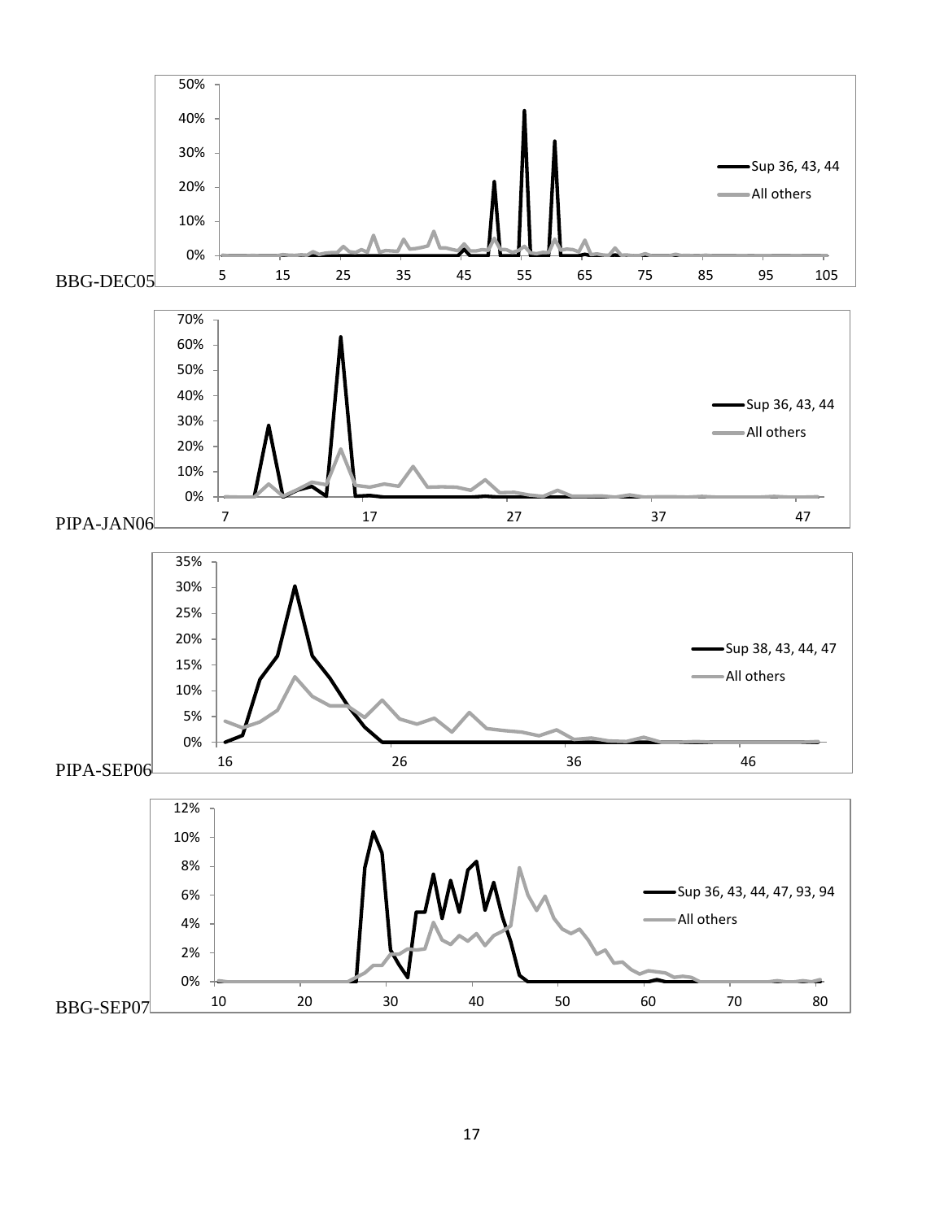BBG-DEC05

PIPA-JAN06

PIPA-SEP06

BBG-SEP07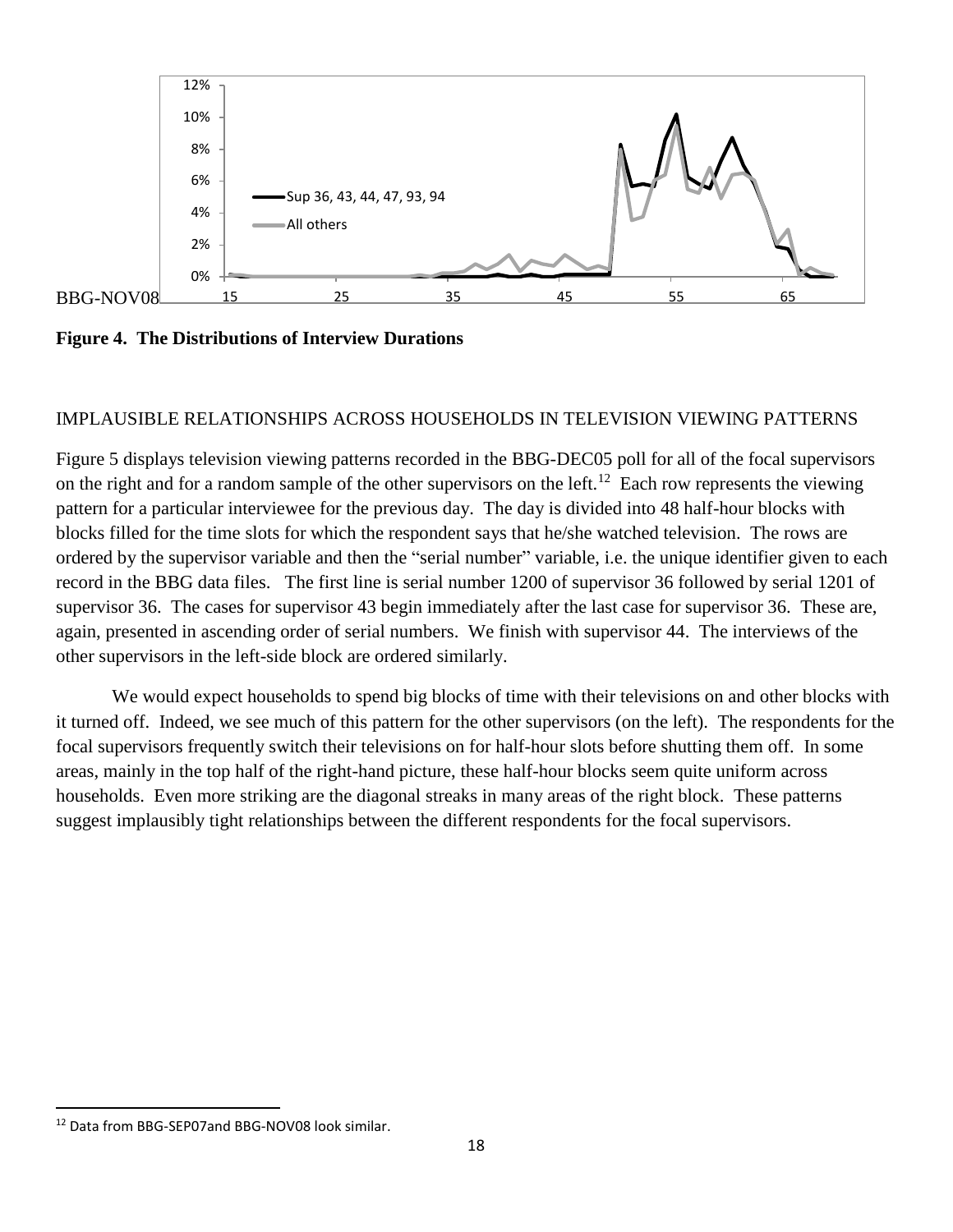BBG-NOV08

**Figure 4. The Distributions of Interview Durations**

IMPLAUSIBLE RELATIONSHIPS ACROSS HOUSEHOLDS IN TELEVISION VIEWING PATTERNS

Figure 5 displays television viewing patterns recorded in the BBG-DEC05 poll for all of the focal supervisors on the right and for a random sample of the other supervisors on the left.[12] Each row represents the viewing pattern for a particular interviewee for the previous day. The day is divided into 48 half-hour blocks with blocks filled for the time slots for which the respondent says that he/she watched television. The rows are ordered by the supervisor variable and then the "serial number" variable, i.e. the unique identifier given to each record in the BBG data files. The first line is serial number 1200 of supervisor 36 followed by serial 1201 of supervisor 36. The cases for supervisor 43 begin immediately after the last case for supervisor 36. These are, again, presented in ascending order of serial numbers. We finish with supervisor 44. The interviews of the other supervisors in the left-side block are ordered similarly.

We would expect households to spend big blocks of time with their televisions on and other blocks with it turned off. Indeed, we see much of this pattern for the other supervisors (on the left). The respondents for the focal supervisors frequently switch their televisions on for half-hour slots before shutting them off. In some areas, mainly in the top half of the right-hand picture, these half-hour blocks seem quite uniform across households. Even more striking are the diagonal streaks in many areas of the right block. These patterns suggest implausibly tight relationships between the different respondents for the focal supervisors.

[12] Data from BBG-SEP07and BBG-NOV08 look similar.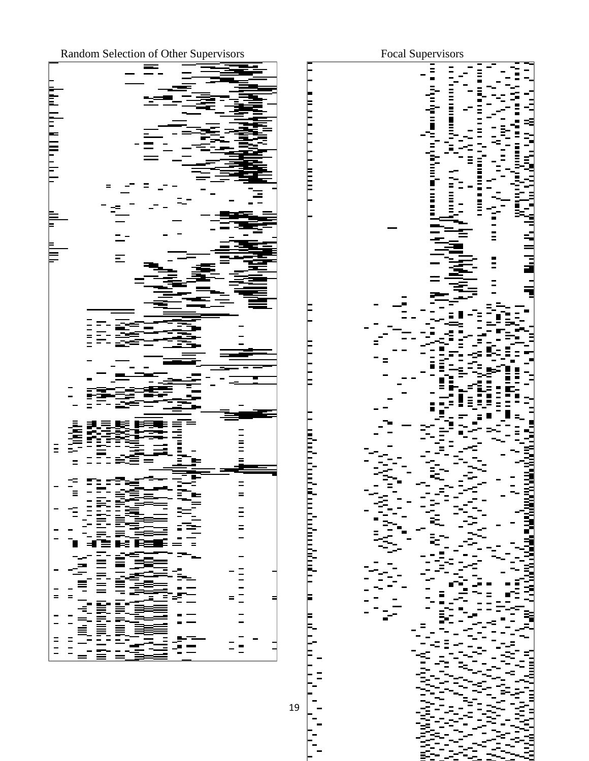Random Selection of Other Supervisors

Focal Supervisors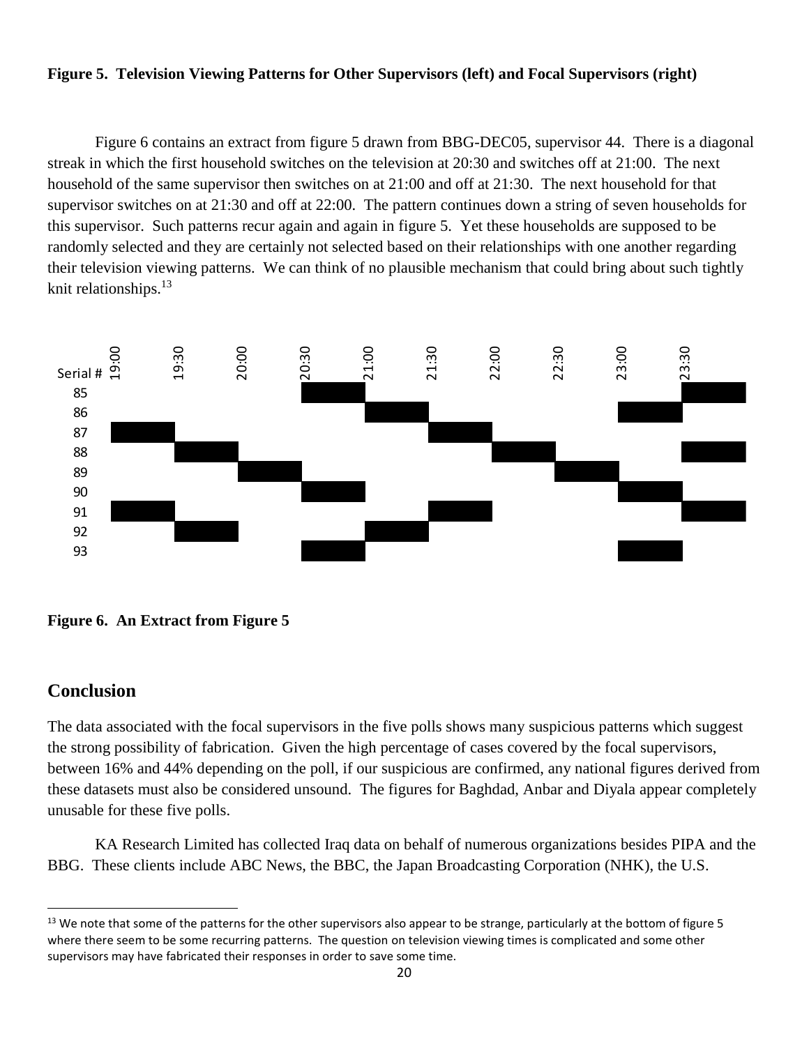**Figure 5. Television Viewing Patterns for Other Supervisors (left) and Focal Supervisors (right)**

Figure 6 contains an extract from figure 5 drawn from BBG-DEC05, supervisor 44. There is a diagonal streak in which the first household switches on the television at 20:30 and switches off at 21:00. The next household of the same supervisor then switches on at 21:00 and off at 21:30. The next household for that supervisor switches on at 21:30 and off at 22:00. The pattern continues down a string of seven households for this supervisor. Such patterns recur again and again in figure 5. Yet these households are supposed to be randomly selected and they are certainly not selected based on their relationships with one another regarding their television viewing patterns. We can think of no plausible mechanism that could bring about such tightly knit relationships.[13]

| Serial # | 19:00 | 19:30 | 20:00 | 20:30 | 21:00 | 21:30 | 22:00 | 22:30 | 23:00 | 23:30 |
|---|---|---|---|---|---|---|---|---|---|---|
| 85 | | | | ■ | | | | | | ■ |
| 86 | | | | | ■ | | | | ■ | |
| 87 | ■ | | | | | ■ | | | | |
| 88 | | ■ | | | | | ■ | | | ■ |
| 89 | | | ■ | | | | | ■ | | |
| 90 | | | | ■ | | | | | ■ | |
| 91 | ■ | | | | | ■ | | | | ■ |
| 92 | | ■ | | | ■ | | | | | |
| 93 | | | | ■ | | | | | ■ | |

**Figure 6. An Extract from Figure 5**

## Conclusion

The data associated with the focal supervisors in the five polls shows many suspicious patterns which suggest the strong possibility of fabrication. Given the high percentage of cases covered by the focal supervisors, between 16% and 44% depending on the poll, if our suspicious are confirmed, any national figures derived from these datasets must also be considered unsound. The figures for Baghdad, Anbar and Diyala appear completely unusable for these five polls.

KA Research Limited has collected Iraq data on behalf of numerous organizations besides PIPA and the BBG. These clients include ABC News, the BBC, the Japan Broadcasting Corporation (NHK), the U.S.

[13] We note that some of the patterns for the other supervisors also appear to be strange, particularly at the bottom of figure 5 where there seem to be some recurring patterns. The question on television viewing times is complicated and some other supervisors may have fabricated their responses in order to save some time.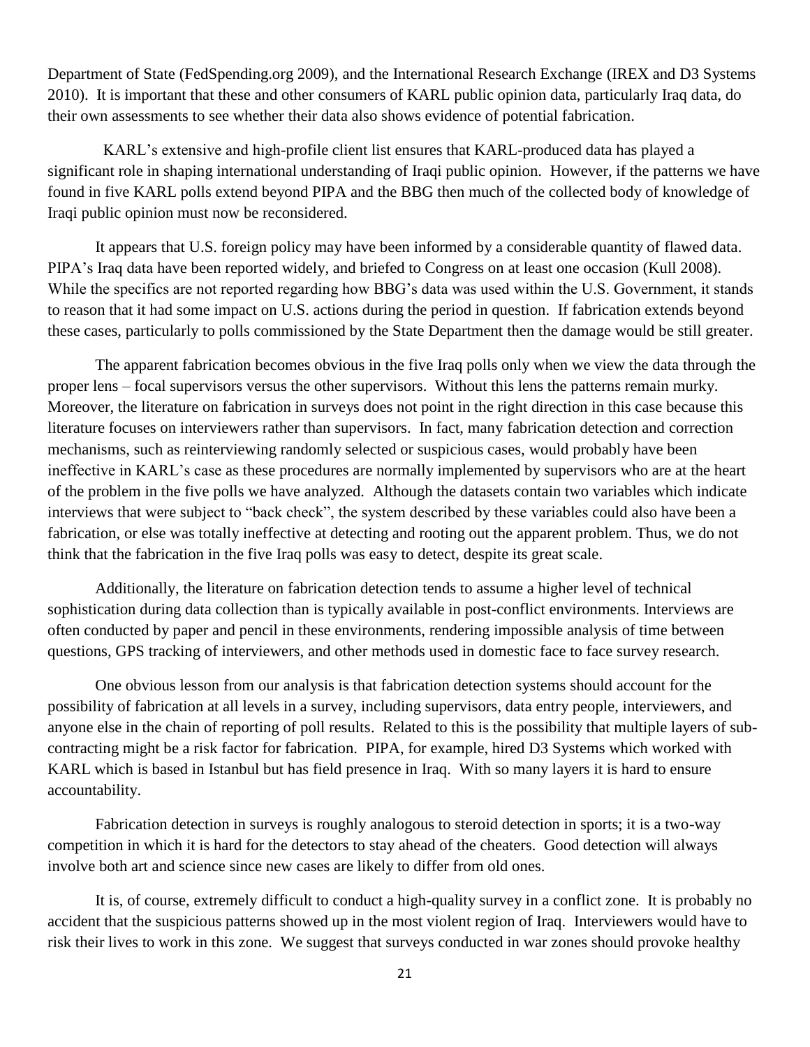Department of State (FedSpending.org 2009), and the International Research Exchange (IREX and D3 Systems 2010). It is important that these and other consumers of KARL public opinion data, particularly Iraq data, do their own assessments to see whether their data also shows evidence of potential fabrication.

KARL's extensive and high-profile client list ensures that KARL-produced data has played a significant role in shaping international understanding of Iraqi public opinion. However, if the patterns we have found in five KARL polls extend beyond PIPA and the BBG then much of the collected body of knowledge of Iraqi public opinion must now be reconsidered.

It appears that U.S. foreign policy may have been informed by a considerable quantity of flawed data. PIPA's Iraq data have been reported widely, and briefed to Congress on at least one occasion (Kull 2008). While the specifics are not reported regarding how BBG's data was used within the U.S. Government, it stands to reason that it had some impact on U.S. actions during the period in question. If fabrication extends beyond these cases, particularly to polls commissioned by the State Department then the damage would be still greater.

The apparent fabrication becomes obvious in the five Iraq polls only when we view the data through the proper lens – focal supervisors versus the other supervisors. Without this lens the patterns remain murky. Moreover, the literature on fabrication in surveys does not point in the right direction in this case because this literature focuses on interviewers rather than supervisors. In fact, many fabrication detection and correction mechanisms, such as reinterviewing randomly selected or suspicious cases, would probably have been ineffective in KARL's case as these procedures are normally implemented by supervisors who are at the heart of the problem in the five polls we have analyzed. Although the datasets contain two variables which indicate interviews that were subject to "back check", the system described by these variables could also have been a fabrication, or else was totally ineffective at detecting and rooting out the apparent problem. Thus, we do not think that the fabrication in the five Iraq polls was easy to detect, despite its great scale.

Additionally, the literature on fabrication detection tends to assume a higher level of technical sophistication during data collection than is typically available in post-conflict environments. Interviews are often conducted by paper and pencil in these environments, rendering impossible analysis of time between questions, GPS tracking of interviewers, and other methods used in domestic face to face survey research.

One obvious lesson from our analysis is that fabrication detection systems should account for the possibility of fabrication at all levels in a survey, including supervisors, data entry people, interviewers, and anyone else in the chain of reporting of poll results. Related to this is the possibility that multiple layers of sub-contracting might be a risk factor for fabrication. PIPA, for example, hired D3 Systems which worked with KARL which is based in Istanbul but has field presence in Iraq. With so many layers it is hard to ensure accountability.

Fabrication detection in surveys is roughly analogous to steroid detection in sports; it is a two-way competition in which it is hard for the detectors to stay ahead of the cheaters. Good detection will always involve both art and science since new cases are likely to differ from old ones.

It is, of course, extremely difficult to conduct a high-quality survey in a conflict zone. It is probably no accident that the suspicious patterns showed up in the most violent region of Iraq. Interviewers would have to risk their lives to work in this zone. We suggest that surveys conducted in war zones should provoke healthy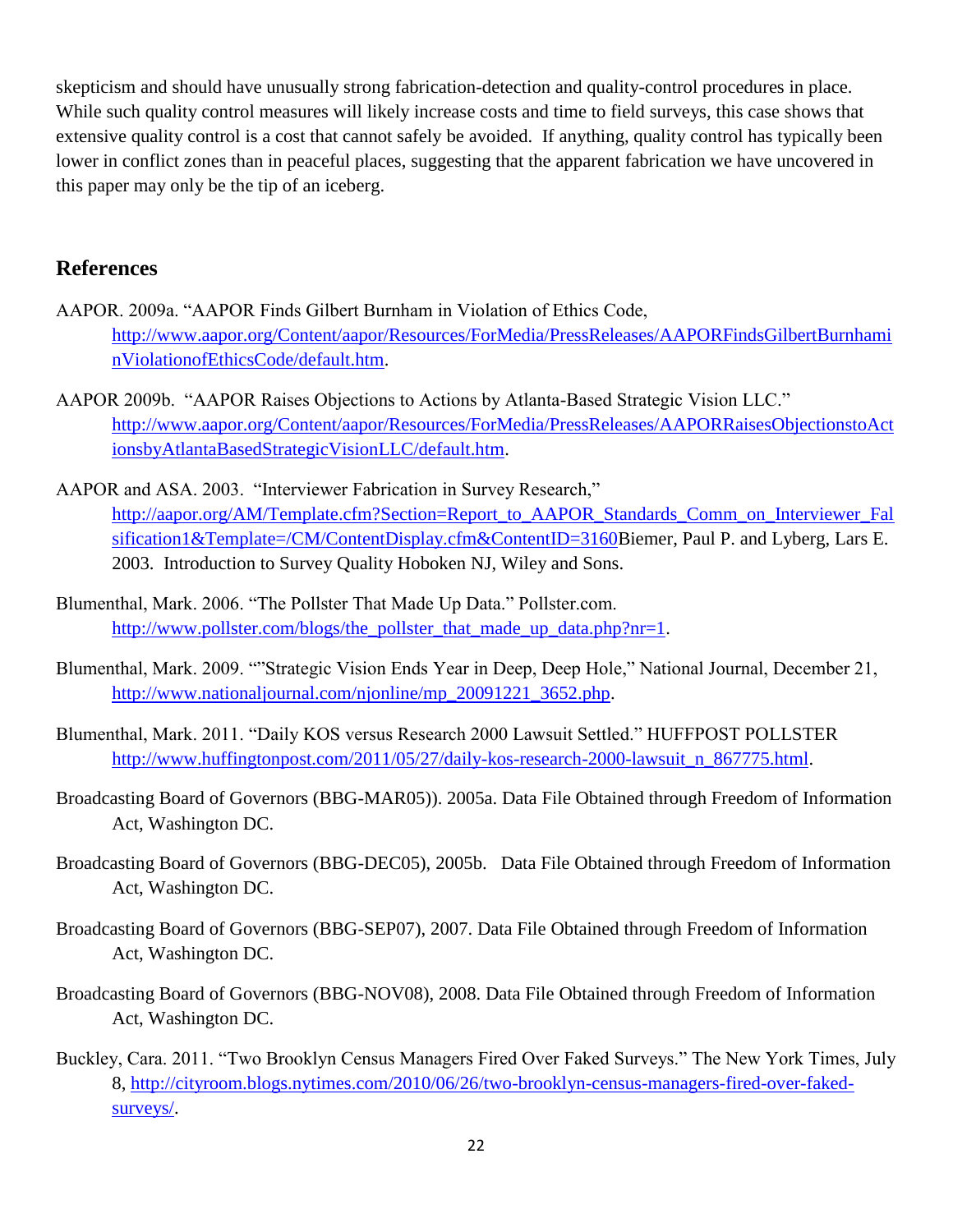skepticism and should have unusually strong fabrication-detection and quality-control procedures in place. While such quality control measures will likely increase costs and time to field surveys, this case shows that extensive quality control is a cost that cannot safely be avoided. If anything, quality control has typically been lower in conflict zones than in peaceful places, suggesting that the apparent fabrication we have uncovered in this paper may only be the tip of an iceberg.

## References

AAPOR. 2009a. "AAPOR Finds Gilbert Burnham in Violation of Ethics Code, http://www.aapor.org/Content/aapor/Resources/ForMedia/PressReleases/AAPORFindsGilbertBurnhaminViolationofEthicsCode/default.htm.

AAPOR 2009b. "AAPOR Raises Objections to Actions by Atlanta-Based Strategic Vision LLC." http://www.aapor.org/Content/aapor/Resources/ForMedia/PressReleases/AAPORRaisesObjectionstoActionsbyAtlantaBasedStrategicVisionLLC/default.htm.

AAPOR and ASA. 2003. "Interviewer Fabrication in Survey Research," http://aapor.org/AM/Template.cfm?Section=Report_to_AAPOR_Standards_Comm_on_Interviewer_Falsification1&Template=/CM/ContentDisplay.cfm&ContentID=3160Biemer, Paul P. and Lyberg, Lars E. 2003. Introduction to Survey Quality Hoboken NJ, Wiley and Sons.

Blumenthal, Mark. 2006. "The Pollster That Made Up Data." Pollster.com. http://www.pollster.com/blogs/the_pollster_that_made_up_data.php?nr=1.

Blumenthal, Mark. 2009. ""Strategic Vision Ends Year in Deep, Deep Hole," National Journal, December 21, http://www.nationaljournal.com/njonline/mp_20091221_3652.php.

Blumenthal, Mark. 2011. "Daily KOS versus Research 2000 Lawsuit Settled." HUFFPOST POLLSTER http://www.huffingtonpost.com/2011/05/27/daily-kos-research-2000-lawsuit_n_867775.html.

Broadcasting Board of Governors (BBG-MAR05)). 2005a. Data File Obtained through Freedom of Information Act, Washington DC.

Broadcasting Board of Governors (BBG-DEC05), 2005b. Data File Obtained through Freedom of Information Act, Washington DC.

Broadcasting Board of Governors (BBG-SEP07), 2007. Data File Obtained through Freedom of Information Act, Washington DC.

Broadcasting Board of Governors (BBG-NOV08), 2008. Data File Obtained through Freedom of Information Act, Washington DC.

Buckley, Cara. 2011. "Two Brooklyn Census Managers Fired Over Faked Surveys." The New York Times, July 8, http://cityroom.blogs.nytimes.com/2010/06/26/two-brooklyn-census-managers-fired-over-faked-surveys/.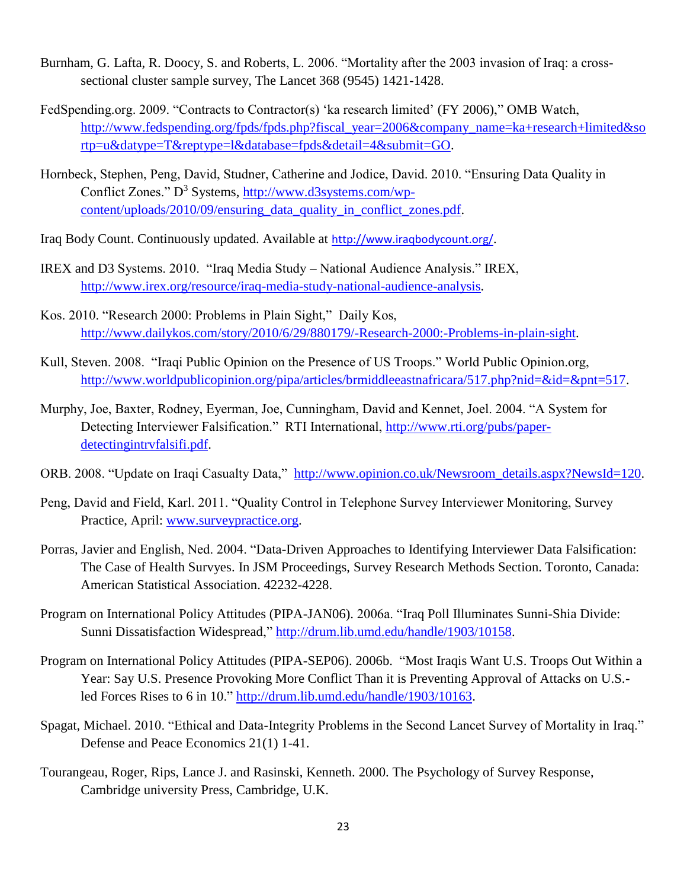Burnham, G. Lafta, R. Doocy, S. and Roberts, L. 2006. "Mortality after the 2003 invasion of Iraq: a cross-sectional cluster sample survey, The Lancet 368 (9545) 1421-1428.

FedSpending.org. 2009. "Contracts to Contractor(s) 'ka research limited' (FY 2006)," OMB Watch, http://www.fedspending.org/fpds/fpds.php?fiscal_year=2006&company_name=ka+research+limited&sortp=u&datype=T&reptype=l&database=fpds&detail=4&submit=GO.

Hornbeck, Stephen, Peng, David, Studner, Catherine and Jodice, David. 2010. "Ensuring Data Quality in Conflict Zones." D[3] Systems, http://www.d3systems.com/wp-content/uploads/2010/09/ensuring_data_quality_in_conflict_zones.pdf.

Iraq Body Count. Continuously updated. Available at http://www.iraqbodycount.org/.

IREX and D3 Systems. 2010. "Iraq Media Study – National Audience Analysis." IREX, http://www.irex.org/resource/iraq-media-study-national-audience-analysis.

Kos. 2010. "Research 2000: Problems in Plain Sight," Daily Kos, http://www.dailykos.com/story/2010/6/29/880179/-Research-2000:-Problems-in-plain-sight.

Kull, Steven. 2008. "Iraqi Public Opinion on the Presence of US Troops." World Public Opinion.org, http://www.worldpublicopinion.org/pipa/articles/brmiddleeastnafricara/517.php?nid=&id=&pnt=517.

Murphy, Joe, Baxter, Rodney, Eyerman, Joe, Cunningham, David and Kennet, Joel. 2004. "A System for Detecting Interviewer Falsification." RTI International, http://www.rti.org/pubs/paper-detectingintrvfalsifi.pdf.

ORB. 2008. "Update on Iraqi Casualty Data," http://www.opinion.co.uk/Newsroom_details.aspx?NewsId=120.

Peng, David and Field, Karl. 2011. "Quality Control in Telephone Survey Interviewer Monitoring, Survey Practice, April: www.surveypractice.org.

Porras, Javier and English, Ned. 2004. "Data-Driven Approaches to Identifying Interviewer Data Falsification: The Case of Health Survyes. In JSM Proceedings, Survey Research Methods Section. Toronto, Canada: American Statistical Association. 42232-4228.

Program on International Policy Attitudes (PIPA-JAN06). 2006a. "Iraq Poll Illuminates Sunni-Shia Divide: Sunni Dissatisfaction Widespread," http://drum.lib.umd.edu/handle/1903/10158.

Program on International Policy Attitudes (PIPA-SEP06). 2006b. "Most Iraqis Want U.S. Troops Out Within a Year: Say U.S. Presence Provoking More Conflict Than it is Preventing Approval of Attacks on U.S.-led Forces Rises to 6 in 10." http://drum.lib.umd.edu/handle/1903/10163.

Spagat, Michael. 2010. "Ethical and Data-Integrity Problems in the Second Lancet Survey of Mortality in Iraq." Defense and Peace Economics 21(1) 1-41.

Tourangeau, Roger, Rips, Lance J. and Rasinski, Kenneth. 2000. The Psychology of Survey Response, Cambridge university Press, Cambridge, U.K.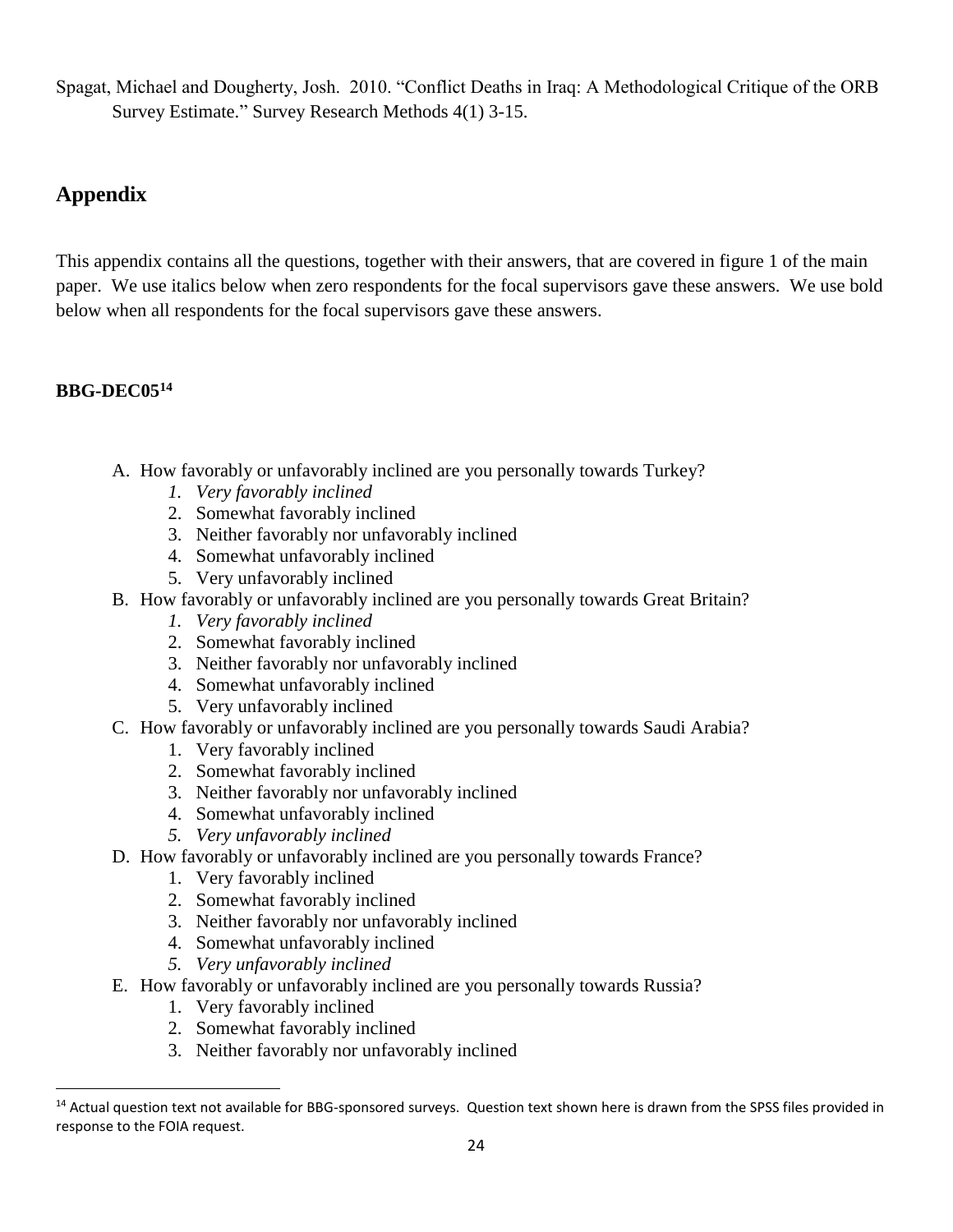Spagat, Michael and Dougherty, Josh. 2010. "Conflict Deaths in Iraq: A Methodological Critique of the ORB Survey Estimate." Survey Research Methods 4(1) 3-15.

## Appendix

This appendix contains all the questions, together with their answers, that are covered in figure 1 of the main paper. We use italics below when zero respondents for the focal supervisors gave these answers. We use bold below when all respondents for the focal supervisors gave these answers.

### BBG-DEC05[14]

A. How favorably or unfavorably inclined are you personally towards Turkey?
   1. *Very favorably inclined*
   2. Somewhat favorably inclined
   3. Neither favorably nor unfavorably inclined
   4. Somewhat unfavorably inclined
   5. Very unfavorably inclined

B. How favorably or unfavorably inclined are you personally towards Great Britain?
   1. *Very favorably inclined*
   2. Somewhat favorably inclined
   3. Neither favorably nor unfavorably inclined
   4. Somewhat unfavorably inclined
   5. Very unfavorably inclined

C. How favorably or unfavorably inclined are you personally towards Saudi Arabia?
   1. Very favorably inclined
   2. Somewhat favorably inclined
   3. Neither favorably nor unfavorably inclined
   4. Somewhat unfavorably inclined
   5. *Very unfavorably inclined*

D. How favorably or unfavorably inclined are you personally towards France?
   1. Very favorably inclined
   2. Somewhat favorably inclined
   3. Neither favorably nor unfavorably inclined
   4. Somewhat unfavorably inclined
   5. *Very unfavorably inclined*

E. How favorably or unfavorably inclined are you personally towards Russia?
   1. Very favorably inclined
   2. Somewhat favorably inclined
   3. Neither favorably nor unfavorably inclined

[14] Actual question text not available for BBG-sponsored surveys. Question text shown here is drawn from the SPSS files provided in response to the FOIA request.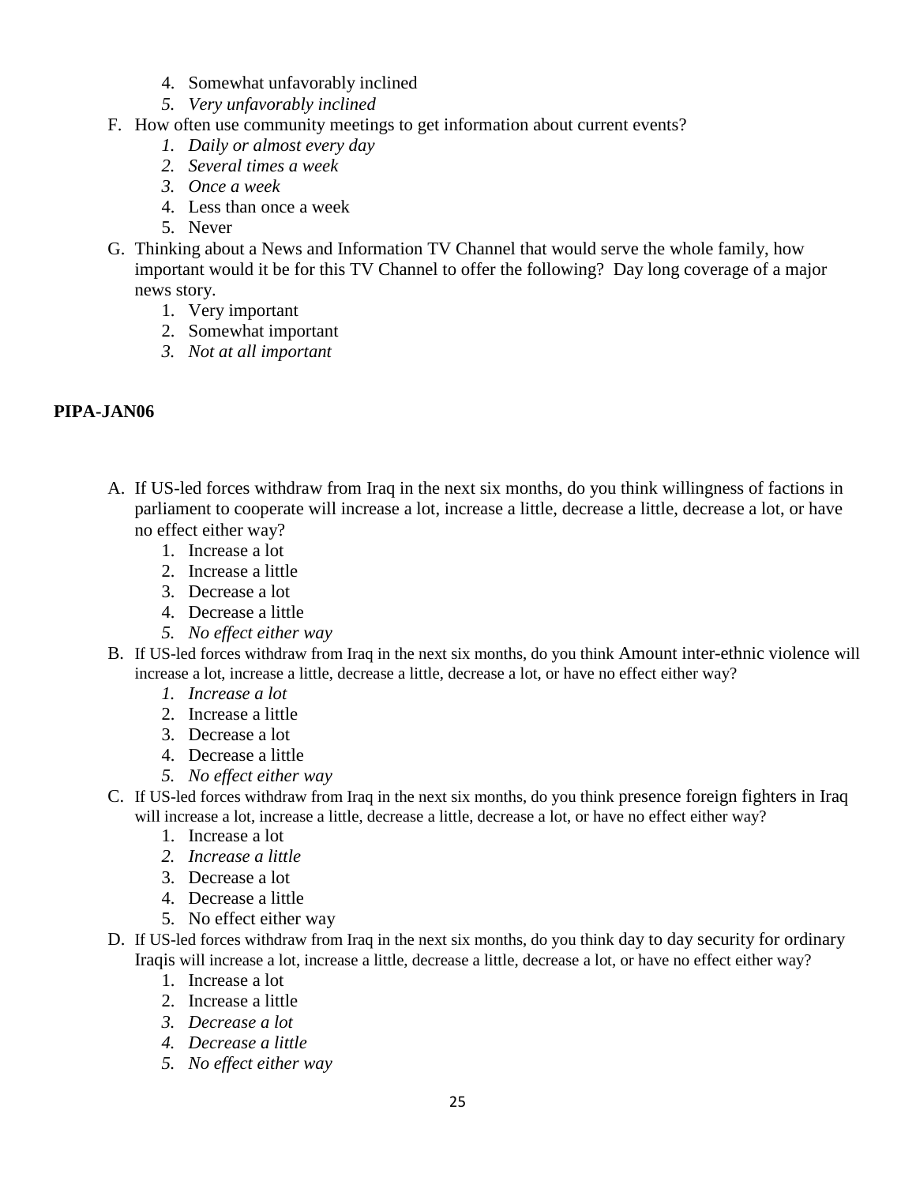4. Somewhat unfavorably inclined
5. *Very unfavorably inclined*

F. How often use community meetings to get information about current events?
    1. *Daily or almost every day*
    2. *Several times a week*
    3. *Once a week*
    4. Less than once a week
    5. Never
G. Thinking about a News and Information TV Channel that would serve the whole family, how important would it be for this TV Channel to offer the following? Day long coverage of a major news story.
    1. Very important
    2. Somewhat important
    3. *Not at all important*

**PIPA-JAN06**

A. If US-led forces withdraw from Iraq in the next six months, do you think willingness of factions in parliament to cooperate will increase a lot, increase a little, decrease a little, decrease a lot, or have no effect either way?
    1. Increase a lot
    2. Increase a little
    3. Decrease a lot
    4. Decrease a little
    5. *No effect either way*
B. If US-led forces withdraw from Iraq in the next six months, do you think Amount inter-ethnic violence will increase a lot, increase a little, decrease a little, decrease a lot, or have no effect either way?
    1. *Increase a lot*
    2. Increase a little
    3. Decrease a lot
    4. Decrease a little
    5. *No effect either way*
C. If US-led forces withdraw from Iraq in the next six months, do you think presence foreign fighters in Iraq will increase a lot, increase a little, decrease a little, decrease a lot, or have no effect either way?
    1. Increase a lot
    2. *Increase a little*
    3. Decrease a lot
    4. Decrease a little
    5. No effect either way
D. If US-led forces withdraw from Iraq in the next six months, do you think day to day security for ordinary Iraqis will increase a lot, increase a little, decrease a little, decrease a lot, or have no effect either way?
    1. Increase a lot
    2. Increase a little
    3. *Decrease a lot*
    4. *Decrease a little*
    5. *No effect either way*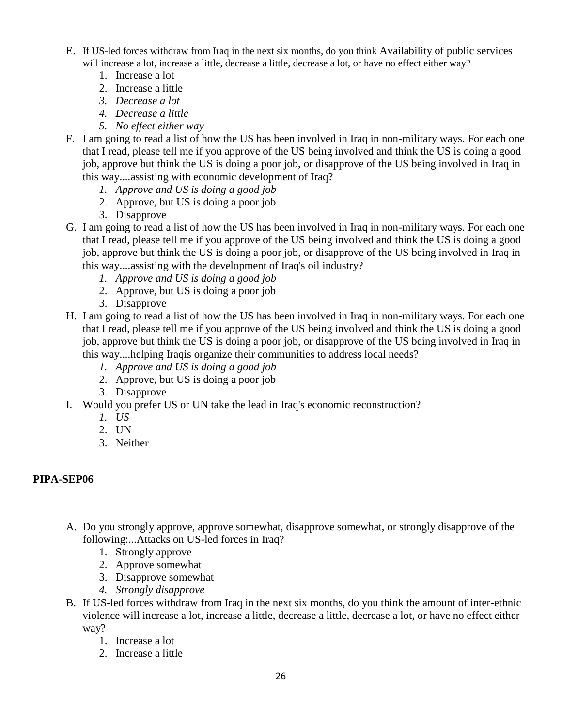E. If US-led forces withdraw from Iraq in the next six months, do you think Availability of public services will increase a lot, increase a little, decrease a little, decrease a lot, or have no effect either way?
    1. Increase a lot
    2. Increase a little
    3. *Decrease a lot*
    4. *Decrease a little*
    5. *No effect either way*

F. I am going to read a list of how the US has been involved in Iraq in non-military ways. For each one that I read, please tell me if you approve of the US being involved and think the US is doing a good job, approve but think the US is doing a poor job, or disapprove of the US being involved in Iraq in this way....assisting with economic development of Iraq?
    1. *Approve and US is doing a good job*
    2. Approve, but US is doing a poor job
    3. Disapprove

G. I am going to read a list of how the US has been involved in Iraq in non-military ways. For each one that I read, please tell me if you approve of the US being involved and think the US is doing a good job, approve but think the US is doing a poor job, or disapprove of the US being involved in Iraq in this way....assisting with the development of Iraq's oil industry?
    1. *Approve and US is doing a good job*
    2. Approve, but US is doing a poor job
    3. Disapprove

H. I am going to read a list of how the US has been involved in Iraq in non-military ways. For each one that I read, please tell me if you approve of the US being involved and think the US is doing a good job, approve but think the US is doing a poor job, or disapprove of the US being involved in Iraq in this way....helping Iraqis organize their communities to address local needs?
    1. *Approve and US is doing a good job*
    2. Approve, but US is doing a poor job
    3. Disapprove

I. Would you prefer US or UN take the lead in Iraq's economic reconstruction?
    1. *US*
    2. UN
    3. Neither

**PIPA-SEP06**

A. Do you strongly approve, approve somewhat, disapprove somewhat, or strongly disapprove of the following:...Attacks on US-led forces in Iraq?
    1. Strongly approve
    2. Approve somewhat
    3. Disapprove somewhat
    4. *Strongly disapprove*

B. If US-led forces withdraw from Iraq in the next six months, do you think the amount of inter-ethnic violence will increase a lot, increase a little, decrease a little, decrease a lot, or have no effect either way?
    1. Increase a lot
    2. Increase a little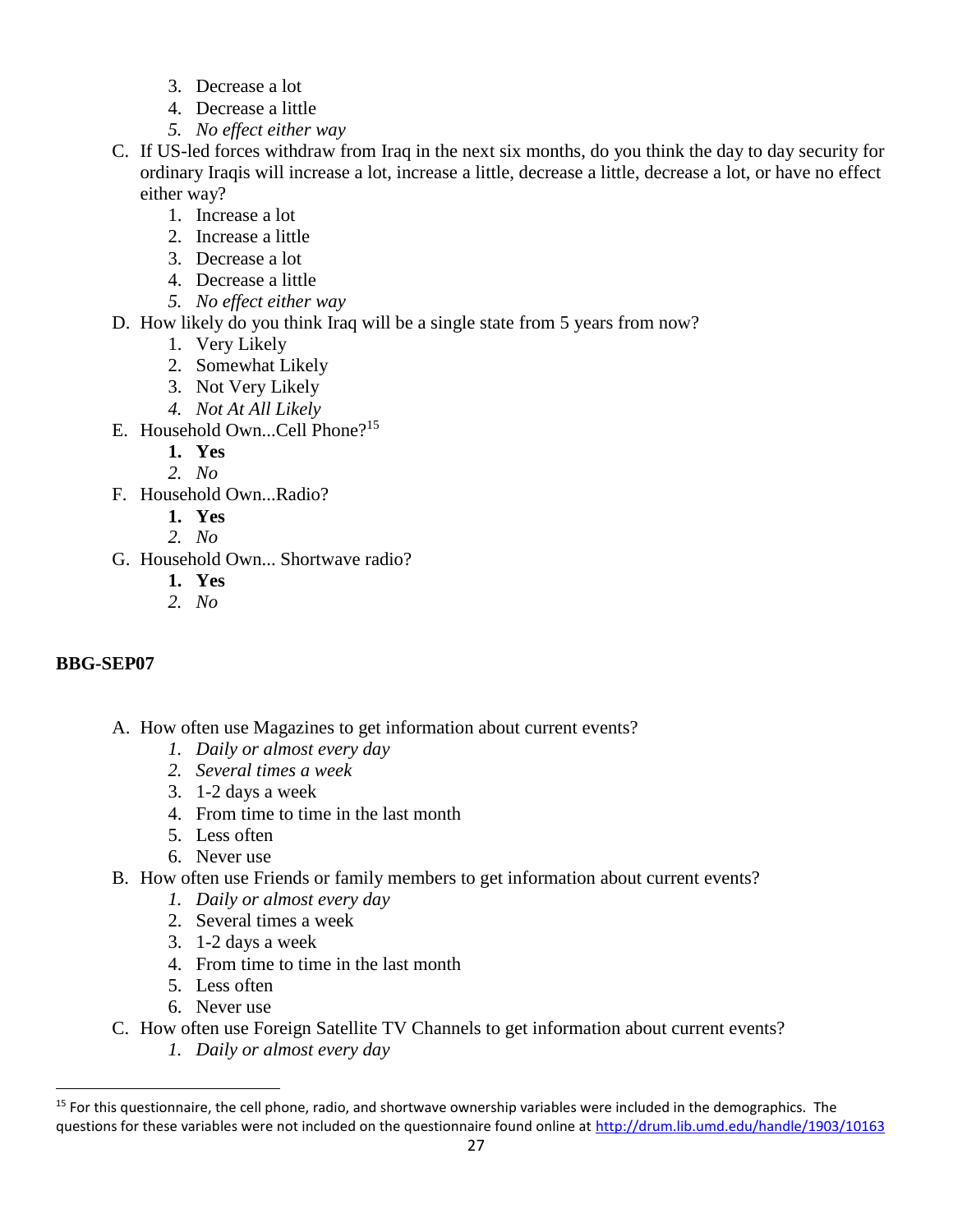3. Decrease a lot
4. Decrease a little
5. *No effect either way*

C. If US-led forces withdraw from Iraq in the next six months, do you think the day to day security for ordinary Iraqis will increase a lot, increase a little, decrease a little, decrease a lot, or have no effect either way?
   1. Increase a lot
   2. Increase a little
   3. Decrease a lot
   4. Decrease a little
   5. *No effect either way*

D. How likely do you think Iraq will be a single state from 5 years from now?
   1. Very Likely
   2. Somewhat Likely
   3. Not Very Likely
   4. *Not At All Likely*

E. Household Own...Cell Phone?[15]
   1. **Yes**
   2. *No*

F. Household Own...Radio?
   1. **Yes**
   2. *No*

G. Household Own... Shortwave radio?
   1. **Yes**
   2. *No*

**BBG-SEP07**

A. How often use Magazines to get information about current events?
   1. *Daily or almost every day*
   2. *Several times a week*
   3. 1-2 days a week
   4. From time to time in the last month
   5. Less often
   6. Never use

B. How often use Friends or family members to get information about current events?
   1. *Daily or almost every day*
   2. Several times a week
   3. 1-2 days a week
   4. From time to time in the last month
   5. Less often
   6. Never use

C. How often use Foreign Satellite TV Channels to get information about current events?
   1. *Daily or almost every day*

[15] For this questionnaire, the cell phone, radio, and shortwave ownership variables were included in the demographics. The questions for these variables were not included on the questionnaire found online at http://drum.lib.umd.edu/handle/1903/10163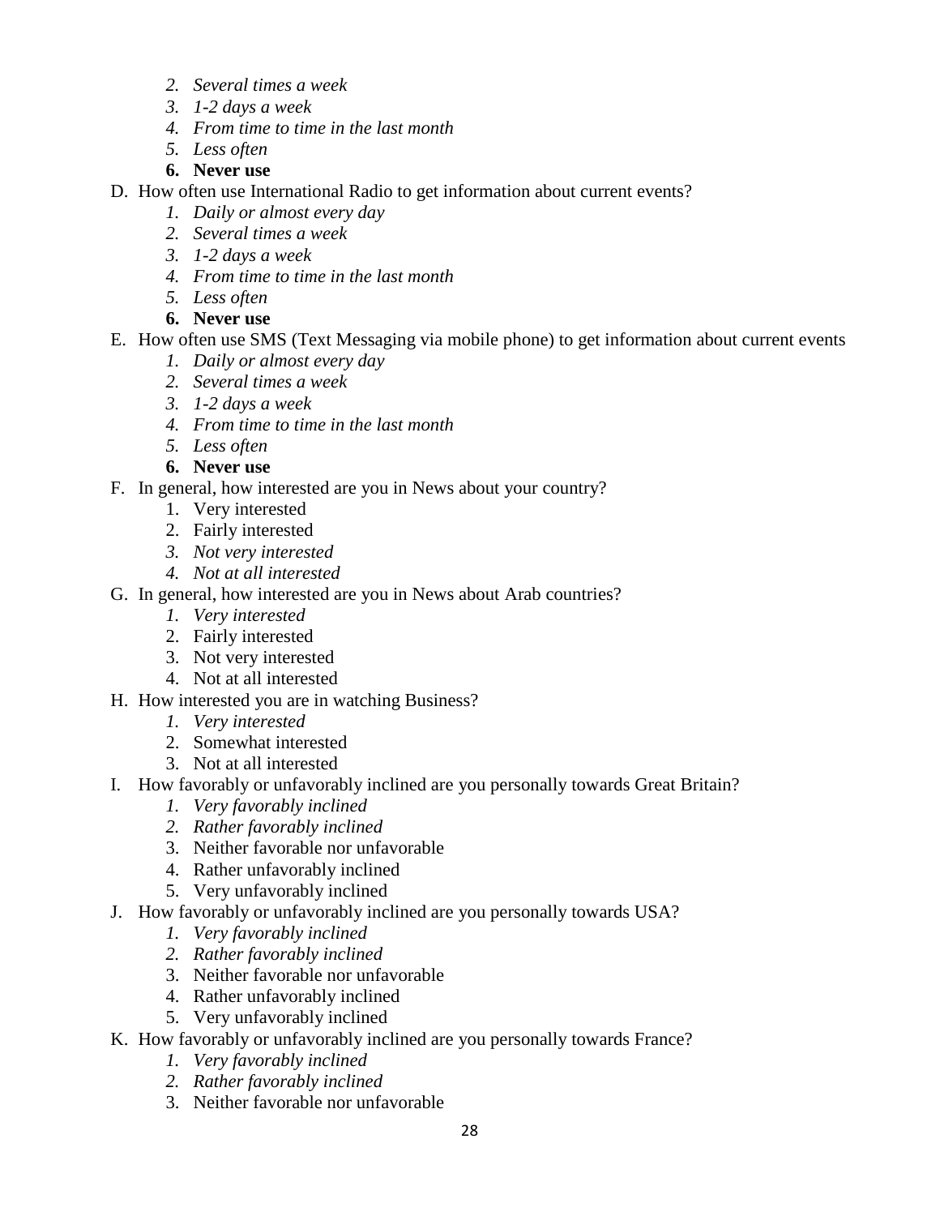2. *Several times a week*
3. *1-2 days a week*
4. *From time to time in the last month*
5. *Less often*
6. **Never use**

D. How often use International Radio to get information about current events?
1. *Daily or almost every day*
2. *Several times a week*
3. *1-2 days a week*
4. *From time to time in the last month*
5. *Less often*
6. **Never use**

E. How often use SMS (Text Messaging via mobile phone) to get information about current events
1. *Daily or almost every day*
2. *Several times a week*
3. *1-2 days a week*
4. *From time to time in the last month*
5. *Less often*
6. **Never use**

F. In general, how interested are you in News about your country?
1. Very interested
2. Fairly interested
3. *Not very interested*
4. *Not at all interested*

G. In general, how interested are you in News about Arab countries?
1. *Very interested*
2. Fairly interested
3. Not very interested
4. Not at all interested

H. How interested you are in watching Business?
1. *Very interested*
2. Somewhat interested
3. Not at all interested

I. How favorably or unfavorably inclined are you personally towards Great Britain?
1. *Very favorably inclined*
2. *Rather favorably inclined*
3. Neither favorable nor unfavorable
4. Rather unfavorably inclined
5. Very unfavorably inclined

J. How favorably or unfavorably inclined are you personally towards USA?
1. *Very favorably inclined*
2. *Rather favorably inclined*
3. Neither favorable nor unfavorable
4. Rather unfavorably inclined
5. Very unfavorably inclined

K. How favorably or unfavorably inclined are you personally towards France?
1. *Very favorably inclined*
2. *Rather favorably inclined*
3. Neither favorable nor unfavorable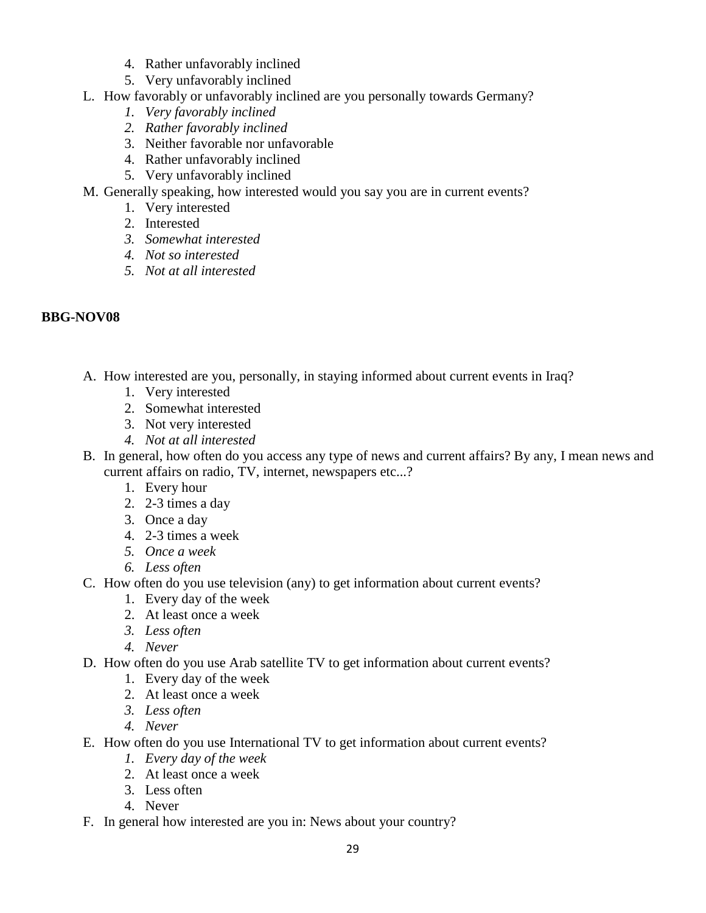4. Rather unfavorably inclined
5. Very unfavorably inclined

L. How favorably or unfavorably inclined are you personally towards Germany?
   1. *Very favorably inclined*
   2. *Rather favorably inclined*
   3. Neither favorable nor unfavorable
   4. Rather unfavorably inclined
   5. Very unfavorably inclined

M. Generally speaking, how interested would you say you are in current events?
   1. Very interested
   2. Interested
   3. *Somewhat interested*
   4. *Not so interested*
   5. *Not at all interested*

**BBG-NOV08**

A. How interested are you, personally, in staying informed about current events in Iraq?
   1. Very interested
   2. Somewhat interested
   3. Not very interested
   4. *Not at all interested*

B. In general, how often do you access any type of news and current affairs? By any, I mean news and current affairs on radio, TV, internet, newspapers etc...?
   1. Every hour
   2. 2-3 times a day
   3. Once a day
   4. 2-3 times a week
   5. *Once a week*
   6. *Less often*

C. How often do you use television (any) to get information about current events?
   1. Every day of the week
   2. At least once a week
   3. *Less often*
   4. *Never*

D. How often do you use Arab satellite TV to get information about current events?
   1. Every day of the week
   2. At least once a week
   3. *Less often*
   4. *Never*

E. How often do you use International TV to get information about current events?
   1. *Every day of the week*
   2. At least once a week
   3. Less often
   4. Never

F. In general how interested are you in: News about your country?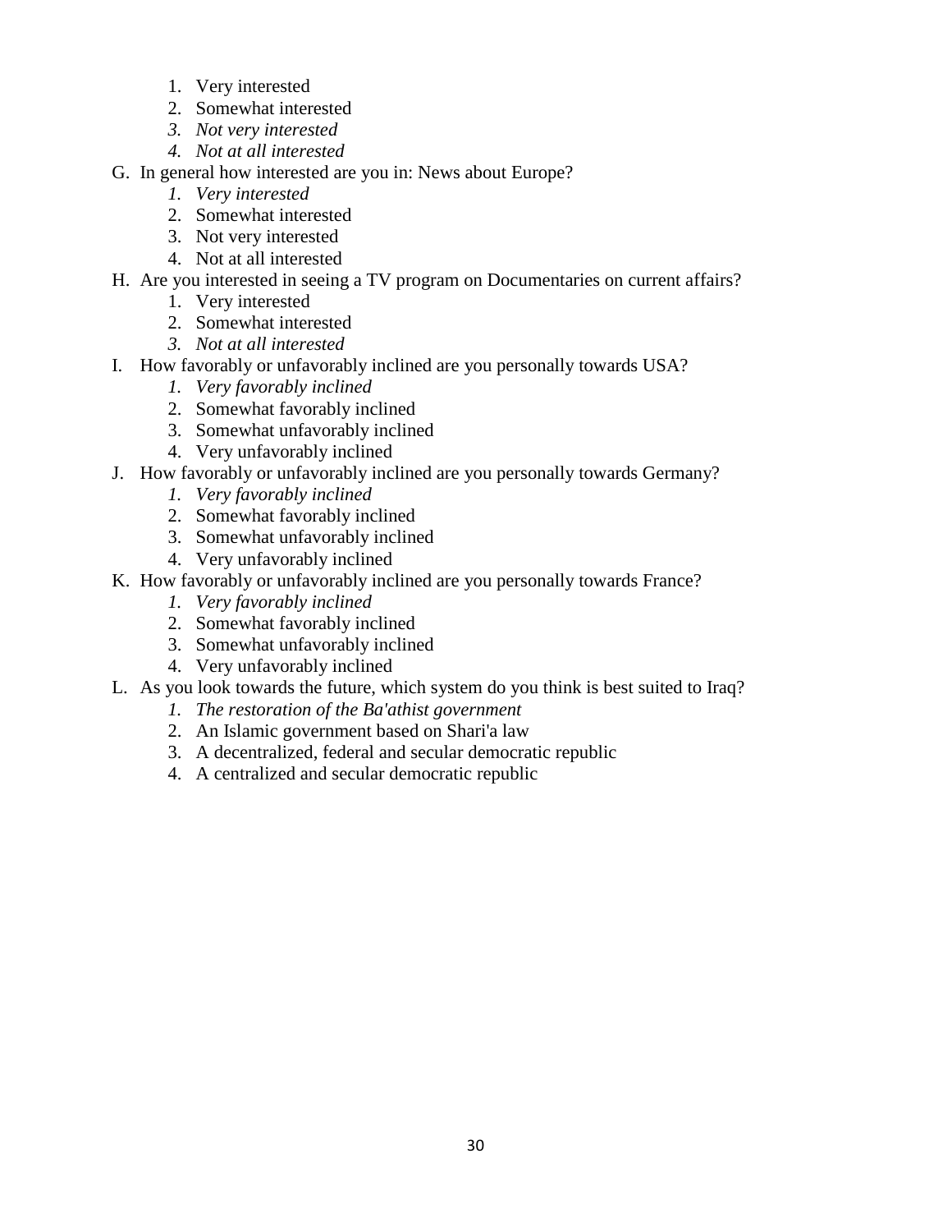1. Very interested
2. Somewhat interested
3. *Not very interested*
4. *Not at all interested*

G. In general how interested are you in: News about Europe?
1. *Very interested*
2. Somewhat interested
3. Not very interested
4. Not at all interested

H. Are you interested in seeing a TV program on Documentaries on current affairs?
1. Very interested
2. Somewhat interested
3. *Not at all interested*

I. How favorably or unfavorably inclined are you personally towards USA?
1. *Very favorably inclined*
2. Somewhat favorably inclined
3. Somewhat unfavorably inclined
4. Very unfavorably inclined

J. How favorably or unfavorably inclined are you personally towards Germany?
1. *Very favorably inclined*
2. Somewhat favorably inclined
3. Somewhat unfavorably inclined
4. Very unfavorably inclined

K. How favorably or unfavorably inclined are you personally towards France?
1. *Very favorably inclined*
2. Somewhat favorably inclined
3. Somewhat unfavorably inclined
4. Very unfavorably inclined

L. As you look towards the future, which system do you think is best suited to Iraq?
1. *The restoration of the Ba'athist government*
2. An Islamic government based on Shari'a law
3. A decentralized, federal and secular democratic republic
4. A centralized and secular democratic republic